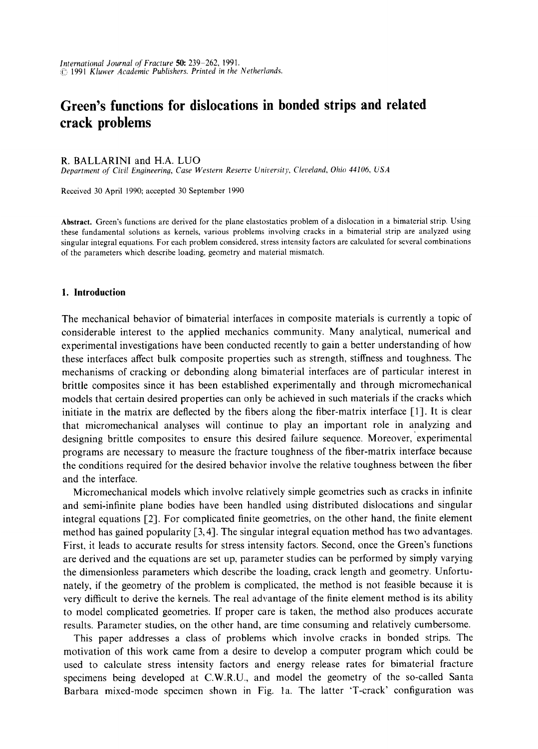# Green's functions for dislocations in bonded strips and related crack problems

R. BALLARINI and H.A. LUO

*Department of Civil Engineering, Case Western Reserve University, Cleveland, Ohio 44106, USA*

Received 30 April 1990; accepted 30 September 1990

**Abstract.** Green's functions are derived for the plane elastostatics problem of a dislocation in a bimaterial strip. Using these fundamental solutions as kernels, various problems involving cracks in a bimaterial strip are analyzed using singular integral equations. For each problem considered, stress intensity factors are calculated for several combinations of the parameters which describe loading, geometry and material mismatch.

## 1. Introduction

The mechanical behavior of bimaterial interfaces in composite materials is currently a topic of considerable interest to the applied mechanics community. Many analytical, numerical and experimental investigations have been conducted recently to gain a better understanding of how these interfaces affect bulk composite properties such as strength, stiffness and toughness. The mechanisms of cracking or debonding along bimaterial interfaces are of particular interest in brittle composites since it has been established experimentally and through micromechanical models that certain desired properties can only be achieved in such materials if the cracks which initiate in the matrix are deflected by the fibers along the fiber-matrix interface [1]. It is clear that micromechanical analyses will continue to play an important role in analyzing and designing brittle composites to ensure this desired failure sequence. Moreover, experimental programs are necessary to measure the fracture toughness of the fiber-matrix interface because the conditions required for the desired behavior involve the relative toughness between the fiber and the interface.

Micromechanical models which involve relatively simple geometries such as cracks in infinite and semi-infinite plane bodies have been handled using distributed dislocations and singular integral equations [2]. For complicated finite geometries, on the other hand, the finite element method has gained popularity [3, 4]. The singular integral equation method has two advantages. First, it leads to accurate results for stress intensity factors. Second, once the Green's functions are derived and the equations are set up, parameter studies can be performed by simply varying the dimensionless parameters which describe the loading, crack length and geometry. Unfortunately, if the geometry of the problem is complicated, the method is not feasible because it is very difficult to derive the kernels. The real advantage of the finite element method is its ability to model complicated geometries. If proper care is taken, the method also produces accurate results. Parameter studies, on the other hand, are time consuming and relatively cumbersome.

This paper addresses a class of problems which involve cracks in bonded strips. The motivation of this work came from a desire to develop a computer program which could be used to calculate stress intensity factors and energy release rates for bimaterial fracture specimens being developed at C.W.R.U., and model the geometry of the so-called Santa Barbara mixed-mode specimen shown in Fig. 1a. The latter 'T-crack' configuration was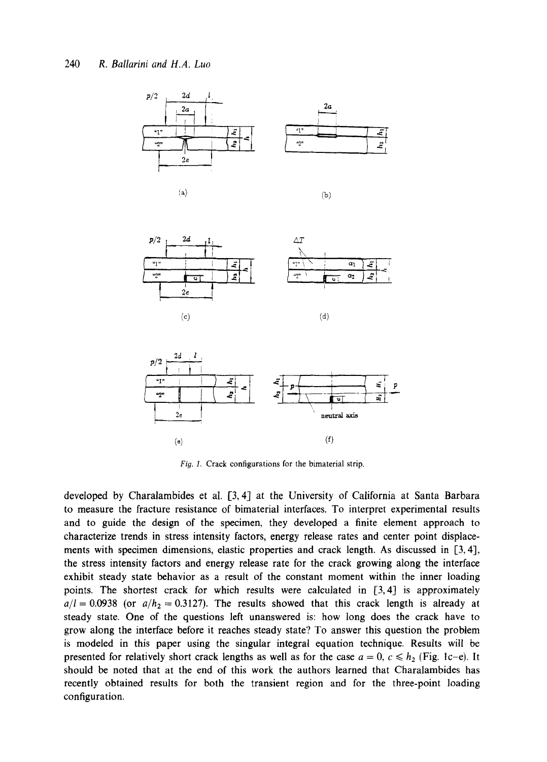Fig. 1. Crack configurations for the bimaterial strip.

developed by Charalambides et al. [3, 4] at the University of California at Santa Barbara to measure the fracture resistance of bimaterial interfaces. To interpret experimental results and to guide the design of the specimen, they developed a finite element approach to characterize trends in stress intensity factors, energy release rates and center point displacements with specimen dimensions, elastic properties and crack length. As discussed in [3, 4], the stress intensity factors and energy release rate for the crack growing along the interface exhibit steady state behavior as a result of the constant moment within the inner loading points. The shortest crack for which results were calculated in [3, 4] is approximately $a/l = 0.0938$ (or $a/h_2 = 0.3127$). The results showed that this crack length is already at steady state. One of the questions left unanswered is: how long does the crack have to grow along the interface before it reaches steady state? To answer this question the problem is modeled in this paper using the singular integral equation technique. Results will be presented for relatively short crack lengths as well as for the case $a = 0$, $c \leqslant h_2$ (Fig. 1c–e). It should be noted that at the end of this work the authors learned that Charalambides has recently obtained results for both the transient region and for the three-point loading configuration.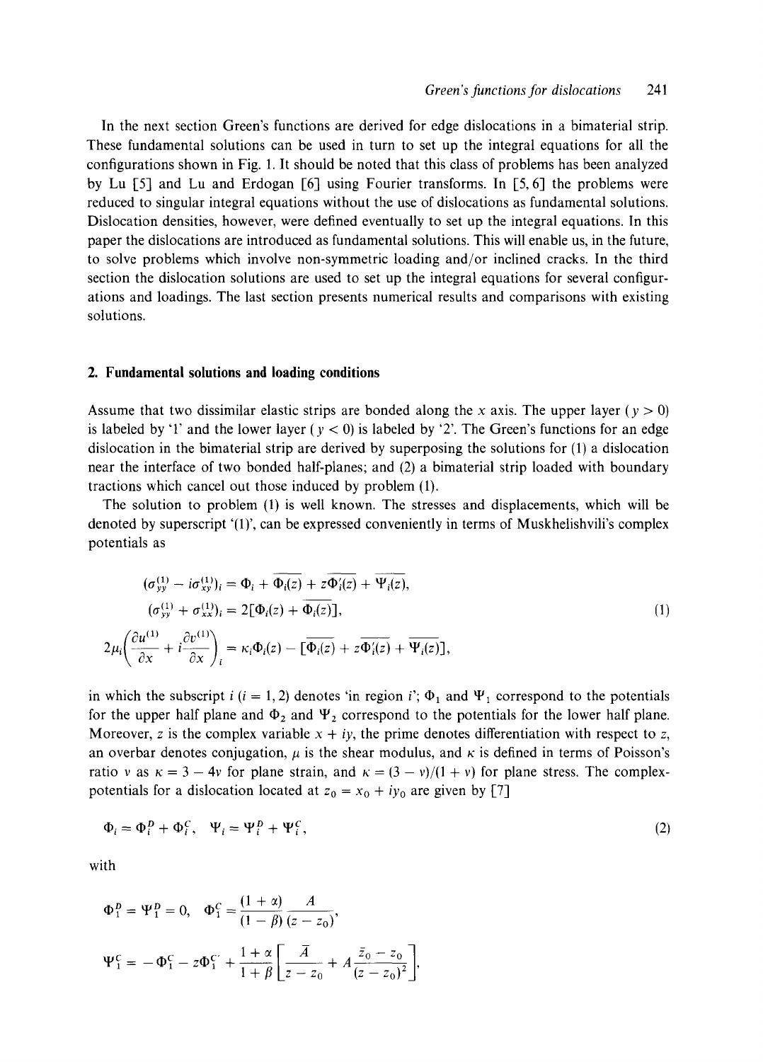In the next section Green's functions are derived for edge dislocations in a bimaterial strip. These fundamental solutions can be used in turn to set up the integral equations for all the configurations shown in Fig. 1. It should be noted that this class of problems has been analyzed by Lu [5] and Lu and Erdogan [6] using Fourier transforms. In [5, 6] the problems were reduced to singular integral equations without the use of dislocations as fundamental solutions. Dislocation densities, however, were defined eventually to set up the integral equations. In this paper the dislocations are introduced as fundamental solutions. This will enable us, in the future, to solve problems which involve non-symmetric loading and/or inclined cracks. In the third section the dislocation solutions are used to set up the integral equations for several configurations and loadings. The last section presents numerical results and comparisons with existing solutions.

## 2. Fundamental solutions and loading conditions

Assume that two dissimilar elastic strips are bonded along the $x$ axis. The upper layer ($y > 0$) is labeled by '1' and the lower layer ($y < 0$) is labeled by '2'. The Green's functions for an edge dislocation in the bimaterial strip are derived by superposing the solutions for (1) a dislocation near the interface of two bonded half-planes; and (2) a bimaterial strip loaded with boundary tractions which cancel out those induced by problem (1).

The solution to problem (1) is well known. The stresses and displacements, which will be denoted by superscript '(1)', can be expressed conveniently in terms of Muskhelishvili's complex potentials as

$$
\begin{aligned}
(\sigma_{yy}^{(1)} - i\sigma_{xy}^{(1)})_i &= \Phi_i + \overline{\Phi_i(z)} + z\overline{\Phi_i'(z)} + \overline{\Psi_i(z)}, \\
(\sigma_{yy}^{(1)} + \sigma_{xx}^{(1)})_i &= 2[\Phi_i(z) + \overline{\Phi_i(z)}], \\
2\mu_i\left(\frac{\partial u^{(1)}}{\partial x} + i\frac{\partial v^{(1)}}{\partial x}\right)_i &= \kappa_i\Phi_i(z) - [\overline{\Phi_i(z)} + z\overline{\Phi_i'(z)} + \overline{\Psi_i(z)}],
\end{aligned}
\tag{1}
$$

in which the subscript $i$ ($i = 1, 2$) denotes 'in region $i$'; $\Phi_1$ and $\Psi_1$ correspond to the potentials for the upper half plane and $\Phi_2$ and $\Psi_2$ correspond to the potentials for the lower half plane. Moreover, $z$ is the complex variable $x + iy$, the prime denotes differentiation with respect to $z$, an overbar denotes conjugation, $\mu$ is the shear modulus, and $\kappa$ is defined in terms of Poisson's ratio $\nu$ as $\kappa = 3 - 4\nu$ for plane strain, and $\kappa = (3 - \nu)/(1 + \nu)$ for plane stress. The complex-potentials for a dislocation located at $z_0 = x_0 + iy_0$ are given by [7]

$$
\Phi_i = \Phi_i^D + \Phi_i^C, \quad \Psi_i = \Psi_i^D + \Psi_i^C, \tag{2}
$$

with

$$
\Phi_1^D = \Psi_1^D = 0, \quad \Phi_1^C = \frac{(1 + \alpha)}{(1 - \beta)}\frac{A}{(z - z_0)},
$$

$$
\Psi_1^C = -\Phi_1^C - z\Phi_1^{C'} + \frac{1 + \alpha}{1 + \beta}\left[\frac{\bar{A}}{z - z_0} + A\frac{\bar{z}_0 - z_0}{(z - z_0)^2}\right],
$$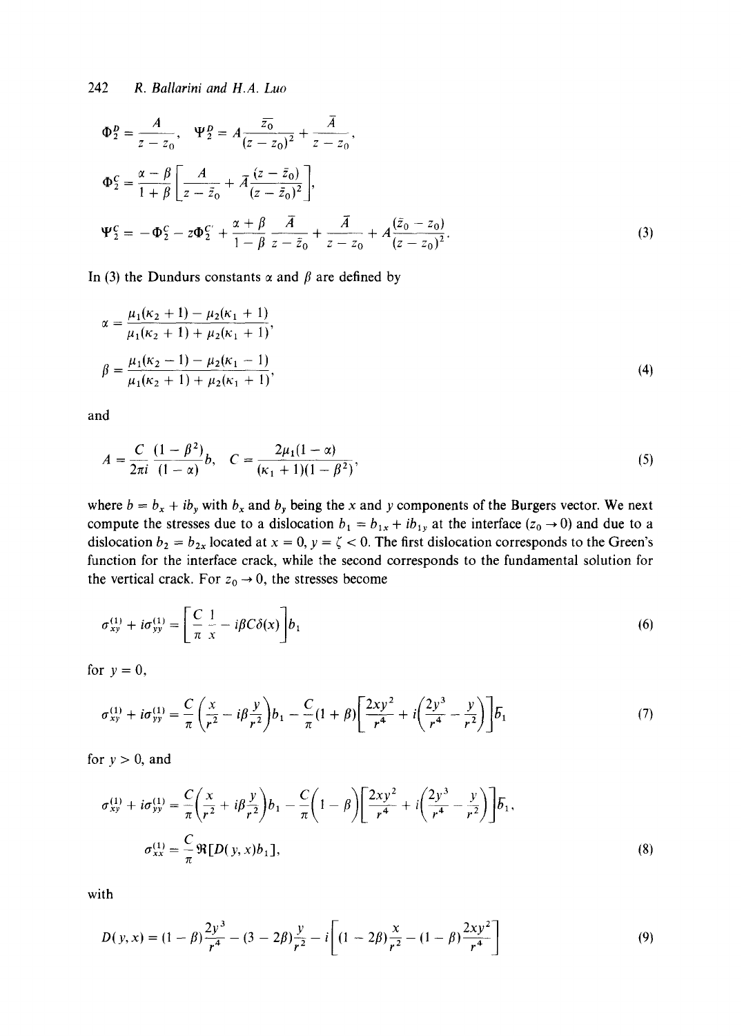$$\Phi_2^D = \frac{A}{z - z_0}, \quad \Psi_2^D = A\frac{\overline{z_0}}{(z - z_0)^2} + \frac{\bar{A}}{z - z_0},$$

$$\Phi_2^C = \frac{\alpha - \beta}{1 + \beta}\left[\frac{A}{z - \bar{z}_0} + \bar{A}\frac{(z - \bar{z}_0)}{(z - \bar{z}_0)^2}\right],$$

$$\Psi_2^C = -\Phi_2^C - z\Phi_2^{C'} + \frac{\alpha + \beta}{1 - \beta}\frac{\bar{A}}{z - \bar{z}_0} + \frac{\bar{A}}{z - z_0} + A\frac{(\bar{z}_0 - z_0)}{(z - z_0)^2}. \tag{3}$$

In (3) the Dundurs constants $\alpha$ and $\beta$ are defined by

$$\alpha = \frac{\mu_1(\kappa_2 + 1) - \mu_2(\kappa_1 + 1)}{\mu_1(\kappa_2 + 1) + \mu_2(\kappa_1 + 1)},$$

$$\beta = \frac{\mu_1(\kappa_2 - 1) - \mu_2(\kappa_1 - 1)}{\mu_1(\kappa_2 + 1) + \mu_2(\kappa_1 + 1)}, \tag{4}$$

and

$$A = \frac{C}{2\pi i}\frac{(1 - \beta^2)}{(1 - \alpha)}b, \quad C = \frac{2\mu_1(1 - \alpha)}{(\kappa_1 + 1)(1 - \beta^2)}, \tag{5}$$

where $b = b_x + ib_y$ with $b_x$ and $b_y$ being the $x$ and $y$ components of the Burgers vector. We next compute the stresses due to a dislocation $b_1 = b_{1x} + ib_{1y}$ at the interface ($z_0 \to 0$) and due to a dislocation $b_2 = b_{2x}$ located at $x = 0$, $y = \zeta < 0$. The first dislocation corresponds to the Green's function for the interface crack, while the second corresponds to the fundamental solution for the vertical crack. For $z_0 \to 0$, the stresses become

$$\sigma_{xy}^{(1)} + i\sigma_{yy}^{(1)} = \left[\frac{C}{\pi}\frac{1}{x} - i\beta C\delta(x)\right]b_1 \tag{6}$$

for $y = 0$,

$$\sigma_{xy}^{(1)} + i\sigma_{yy}^{(1)} = \frac{C}{\pi}\left(\frac{x}{r^2} - i\beta\frac{y}{r^2}\right)b_1 - \frac{C}{\pi}(1 + \beta)\left[\frac{2xy^2}{r^4} + i\left(\frac{2y^3}{r^4} - \frac{y}{r^2}\right)\right]\bar{b}_1 \tag{7}$$

for $y > 0$, and

$$\sigma_{xy}^{(1)} + i\sigma_{yy}^{(1)} = \frac{C}{\pi}\left(\frac{x}{r^2} + i\beta\frac{y}{r^2}\right)b_1 - \frac{C}{\pi}\left(1 - \beta\right)\left[\frac{2xy^2}{r^4} + i\left(\frac{2y^3}{r^4} - \frac{y}{r^2}\right)\right]\bar{b}_1,$$

$$\sigma_{xx}^{(1)} = \frac{C}{\pi}\Re[D(y, x)b_1], \tag{8}$$

with

$$D(y, x) = (1 - \beta)\frac{2y^3}{r^4} - (3 - 2\beta)\frac{y}{r^2} - i\left[(1 - 2\beta)\frac{x}{r^2} - (1 - \beta)\frac{2xy^2}{r^4}\right] \tag{9}$$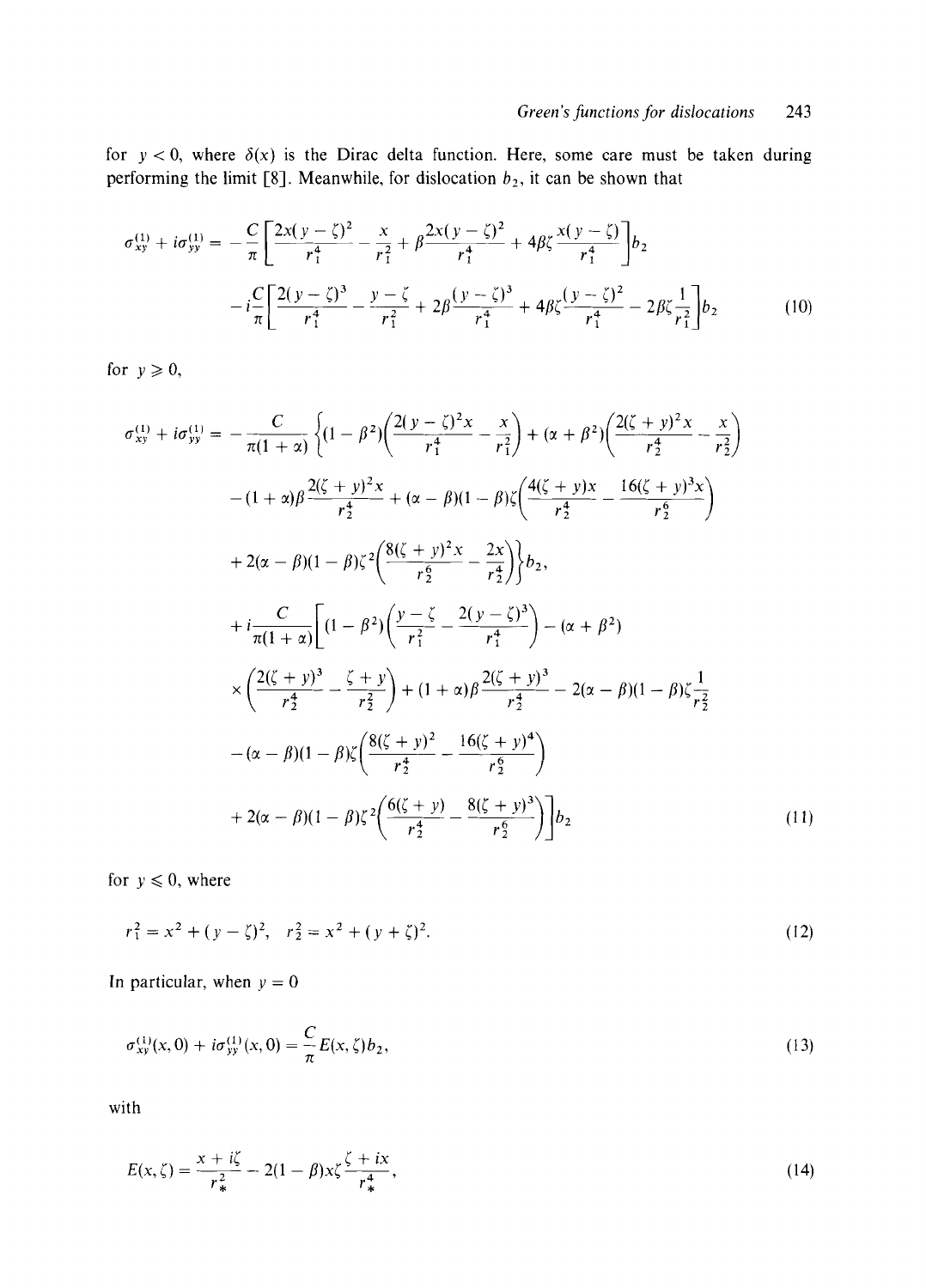for $y < 0$, where $\delta(x)$ is the Dirac delta function. Here, some care must be taken during performing the limit [8]. Meanwhile, for dislocation $b_2$, it can be shown that

$$
\begin{aligned}
\sigma_{xy}^{(1)} + i\sigma_{yy}^{(1)} = & -\frac{C}{\pi}\left[\frac{2x(y-\zeta)^2}{r_1^4} - \frac{x}{r_1^2} + \beta\frac{2x(y-\zeta)^2}{r_1^4} + 4\beta\zeta\frac{x(y-\zeta)}{r_1^4}\right]b_2 \\
& - i\frac{C}{\pi}\left[\frac{2(y-\zeta)^3}{r_1^4} - \frac{y-\zeta}{r_1^2} + 2\beta\frac{(y-\zeta)^3}{r_1^4} + 4\beta\zeta\frac{(y-\zeta)^2}{r_1^4} - 2\beta\zeta\frac{1}{r_1^2}\right]b_2
\end{aligned}
\tag{10}
$$

for $y \geqslant 0$,

$$
\begin{aligned}
\sigma_{xy}^{(1)} + i\sigma_{yy}^{(1)} = & -\frac{C}{\pi(1+\alpha)}\Bigg\{(1-\beta^2)\left(\frac{2(y-\zeta)^2 x}{r_1^4} - \frac{x}{r_1^2}\right) + (\alpha+\beta^2)\left(\frac{2(\zeta+y)^2 x}{r_2^4} - \frac{x}{r_2^2}\right) \\
& - (1+\alpha)\beta\frac{2(\zeta+y)^2 x}{r_2^4} + (\alpha-\beta)(1-\beta)\zeta\left(\frac{4(\zeta+y)x}{r_2^4} - \frac{16(\zeta+y)^3 x}{r_2^6}\right) \\
& + 2(\alpha-\beta)(1-\beta)\zeta^2\left(\frac{8(\zeta+y)^2 x}{r_2^6} - \frac{2x}{r_2^4}\right)\Bigg\}b_2, \\
& + i\frac{C}{\pi(1+\alpha)}\Bigg[(1-\beta^2)\left(\frac{y-\zeta}{r_1^2} - \frac{2(y-\zeta)^3}{r_1^4}\right) - (\alpha+\beta^2) \\
& \times\left(\frac{2(\zeta+y)^3}{r_2^4} - \frac{\zeta+y}{r_2^2}\right) + (1+\alpha)\beta\frac{2(\zeta+y)^3}{r_2^4} - 2(\alpha-\beta)(1-\beta)\zeta\frac{1}{r_2^2} \\
& - (\alpha-\beta)(1-\beta)\zeta\left(\frac{8(\zeta+y)^2}{r_2^4} - \frac{16(\zeta+y)^4}{r_2^6}\right) \\
& + 2(\alpha-\beta)(1-\beta)\zeta^2\left(\frac{6(\zeta+y)}{r_2^4} - \frac{8(\zeta+y)^3}{r_2^6}\right)\Bigg]b_2
\end{aligned}
\tag{11}
$$

for $y \leqslant 0$, where

$$
r_1^2 = x^2 + (y-\zeta)^2, \quad r_2^2 = x^2 + (y+\zeta)^2. \tag{12}
$$

In particular, when $y = 0$

$$
\sigma_{xy}^{(1)}(x,0) + i\sigma_{yy}^{(1)}(x,0) = \frac{C}{\pi}E(x,\zeta)b_2, \tag{13}
$$

with

$$
E(x,\zeta) = \frac{x+i\zeta}{r_*^2} - 2(1-\beta)x\zeta\frac{\zeta+ix}{r_*^4}, \tag{14}
$$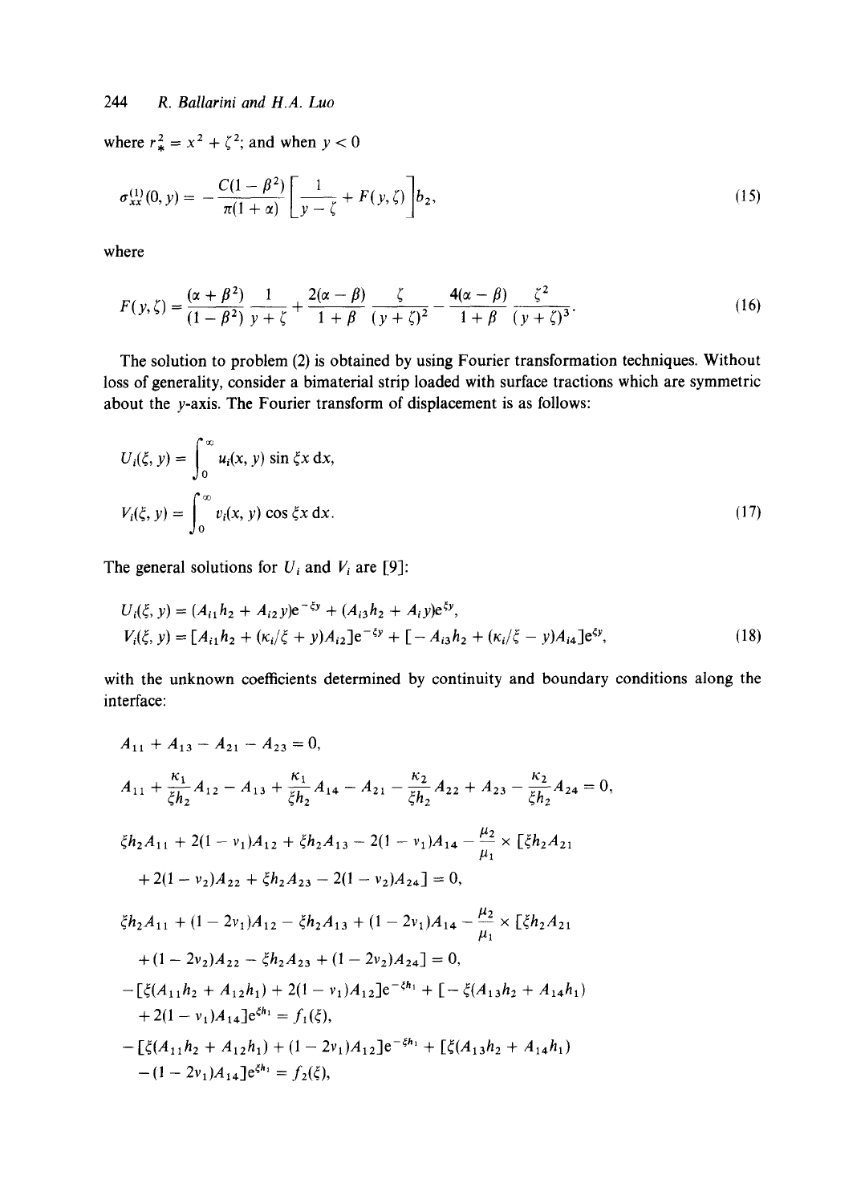where $r_*^2 = x^2 + \zeta^2$; and when $y < 0$

$$\sigma_{xx}^{(1)}(0, y) = -\frac{C(1-\beta^2)}{\pi(1+\alpha)}\left[\frac{1}{y-\zeta} + F(y,\zeta)\right]b_2, \tag{15}$$

where

$$F(y,\zeta) = \frac{(\alpha+\beta^2)}{(1-\beta^2)}\frac{1}{y+\zeta} + \frac{2(\alpha-\beta)}{1+\beta}\frac{\zeta}{(y+\zeta)^2} - \frac{4(\alpha-\beta)}{1+\beta}\frac{\zeta^2}{(y+\zeta)^3}. \tag{16}$$

The solution to problem (2) is obtained by using Fourier transformation techniques. Without loss of generality, consider a bimaterial strip loaded with surface tractions which are symmetric about the $y$-axis. The Fourier transform of displacement is as follows:

$$U_i(\xi, y) = \int_0^\infty u_i(x, y)\sin\xi x\,\mathrm{d}x,$$

$$V_i(\xi, y) = \int_0^\infty v_i(x, y)\cos\xi x\,\mathrm{d}x. \tag{17}$$

The general solutions for $U_i$ and $V_i$ are [9]:

$$U_i(\xi, y) = (A_{i1}h_2 + A_{i2}y)\mathrm{e}^{-\xi y} + (A_{i3}h_2 + A_i y)\mathrm{e}^{\xi y},$$

$$V_i(\xi, y) = [A_{i1}h_2 + (\kappa_i/\xi + y)A_{i2}]\mathrm{e}^{-\xi y} + [-A_{i3}h_2 + (\kappa_i/\xi - y)A_{i4}]\mathrm{e}^{\xi y}, \tag{18}$$

with the unknown coefficients determined by continuity and boundary conditions along the interface:

$$A_{11} + A_{13} - A_{21} - A_{23} = 0,$$

$$A_{11} + \frac{\kappa_1}{\xi h_2}A_{12} - A_{13} + \frac{\kappa_1}{\xi h_2}A_{14} - A_{21} - \frac{\kappa_2}{\xi h_2}A_{22} + A_{23} - \frac{\kappa_2}{\xi h_2}A_{24} = 0,$$

$$\xi h_2 A_{11} + 2(1-\nu_1)A_{12} + \xi h_2 A_{13} - 2(1-\nu_1)A_{14} - \frac{\mu_2}{\mu_1}\times[\xi h_2 A_{21}$$
$$+ 2(1-\nu_2)A_{22} + \xi h_2 A_{23} - 2(1-\nu_2)A_{24}] = 0,$$

$$\xi h_2 A_{11} + (1-2\nu_1)A_{12} - \xi h_2 A_{13} + (1-2\nu_1)A_{14} - \frac{\mu_2}{\mu_1}\times[\xi h_2 A_{21}$$
$$+ (1-2\nu_2)A_{22} - \xi h_2 A_{23} + (1-2\nu_2)A_{24}] = 0,$$

$$-[\xi(A_{11}h_2 + A_{12}h_1) + 2(1-\nu_1)A_{12}]\mathrm{e}^{-\xi h_1} + [-\xi(A_{13}h_2 + A_{14}h_1)$$
$$+ 2(1-\nu_1)A_{14}]\mathrm{e}^{\xi h_1} = f_1(\xi),$$

$$-[\xi(A_{11}h_2 + A_{12}h_1) + (1-2\nu_1)A_{12}]\mathrm{e}^{-\xi h_1} + [\xi(A_{13}h_2 + A_{14}h_1)$$
$$- (1-2\nu_1)A_{14}]\mathrm{e}^{\xi h_1} = f_2(\xi),$$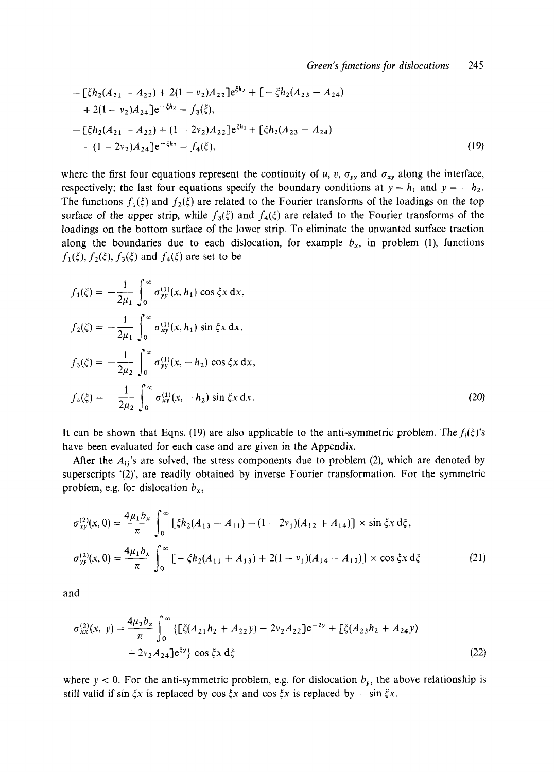$$
\begin{aligned}
&-[\xi h_2(A_{21}-A_{22})+2(1-\nu_2)A_{22}]e^{\xi h_2}+[-\xi h_2(A_{23}-A_{24}) \\
&\quad +2(1-\nu_2)A_{24}]e^{-\xi h_2}=f_3(\xi), \\
&-[\xi h_2(A_{21}-A_{22})+(1-2\nu_2)A_{22}]e^{\xi h_2}+[\xi h_2(A_{23}-A_{24}) \\
&\quad -(1-2\nu_2)A_{24}]e^{-\xi h_2}=f_4(\xi),
\end{aligned}
\tag{19}
$$

where the first four equations represent the continuity of $u$, $v$, $\sigma_{yy}$ and $\sigma_{xy}$ along the interface, respectively; the last four equations specify the boundary conditions at $y = h_1$ and $y = -h_2$. The functions $f_1(\xi)$ and $f_2(\xi)$ are related to the Fourier transforms of the loadings on the top surface of the upper strip, while $f_3(\xi)$ and $f_4(\xi)$ are related to the Fourier transforms of the loadings on the bottom surface of the lower strip. To eliminate the unwanted surface traction along the boundaries due to each dislocation, for example $b_x$, in problem (1), functions $f_1(\xi), f_2(\xi), f_3(\xi)$ and $f_4(\xi)$ are set to be

$$
\begin{aligned}
f_1(\xi) &= -\frac{1}{2\mu_1}\int_0^\infty \sigma_{yy}^{(1)}(x,h_1)\cos\xi x\,dx, \\
f_2(\xi) &= -\frac{1}{2\mu_1}\int_0^\infty \sigma_{xy}^{(1)}(x,h_1)\sin\xi x\,dx, \\
f_3(\xi) &= -\frac{1}{2\mu_2}\int_0^\infty \sigma_{yy}^{(1)}(x,-h_2)\cos\xi x\,dx, \\
f_4(\xi) &= -\frac{1}{2\mu_2}\int_0^\infty \sigma_{xy}^{(1)}(x,-h_2)\sin\xi x\,dx.
\end{aligned}
\tag{20}
$$

It can be shown that Eqns. (19) are also applicable to the anti-symmetric problem. The $f_i(\xi)$'s have been evaluated for each case and are given in the Appendix.

After the $A_{ij}$'s are solved, the stress components due to problem (2), which are denoted by superscripts '(2)', are readily obtained by inverse Fourier transformation. For the symmetric problem, e.g. for dislocation $b_x$,

$$
\begin{aligned}
\sigma_{xy}^{(2)}(x,0) &= \frac{4\mu_1 b_x}{\pi}\int_0^\infty [\xi h_2(A_{13}-A_{11})-(1-2\nu_1)(A_{12}+A_{14})]\times\sin\xi x\,d\xi, \\
\sigma_{yy}^{(2)}(x,0) &= \frac{4\mu_1 b_x}{\pi}\int_0^\infty [-\xi h_2(A_{11}+A_{13})+2(1-\nu_1)(A_{14}-A_{12})]\times\cos\xi x\,d\xi
\end{aligned}
\tag{21}
$$

and

$$
\begin{aligned}
\sigma_{xx}^{(2)}(x,y) = \frac{4\mu_2 b_x}{\pi}\int_0^\infty &\{[\xi(A_{21}h_2+A_{22}y)-2\nu_2 A_{22}]e^{-\xi y}+[\xi(A_{23}h_2+A_{24}y) \\
&+2\nu_2 A_{24}]e^{\xi y}\}\cos\xi x\,d\xi
\end{aligned}
\tag{22}
$$

where $y < 0$. For the anti-symmetric problem, e.g. for dislocation $b_y$, the above relationship is still valid if $\sin\xi x$ is replaced by $\cos\xi x$ and $\cos\xi x$ is replaced by $-\sin\xi x$.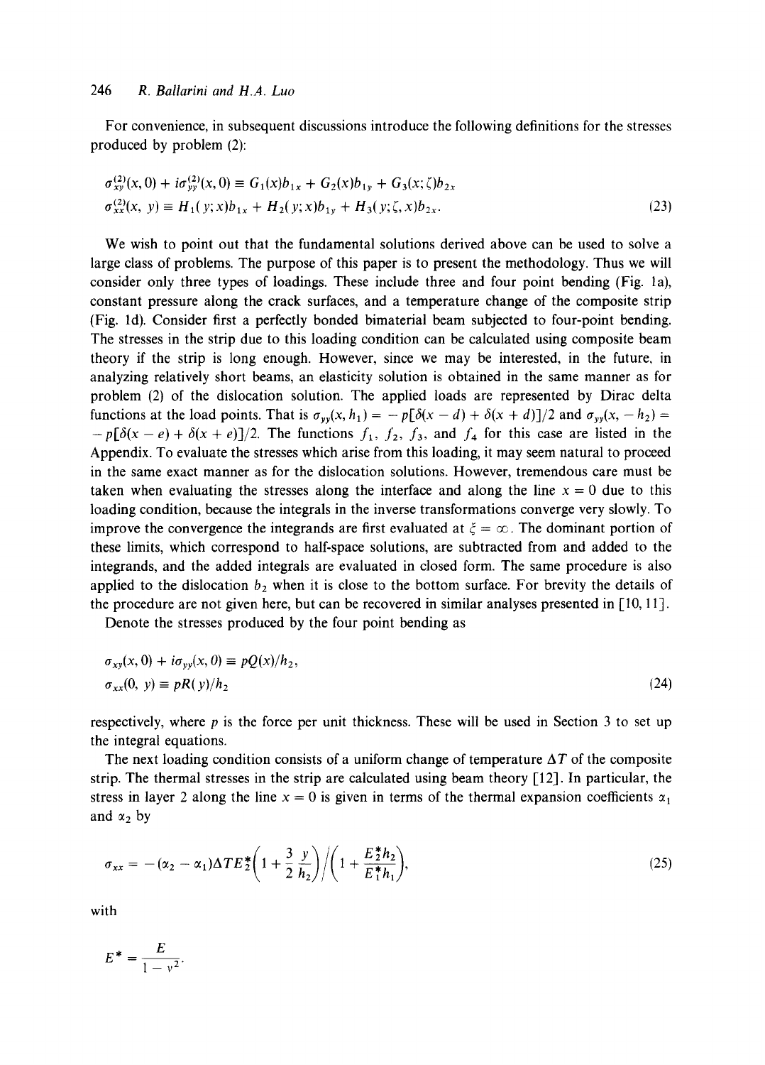For convenience, in subsequent discussions introduce the following definitions for the stresses produced by problem (2):

$$
\begin{aligned}
\sigma_{xy}^{(2)}(x,0) + i\sigma_{yy}^{(2)}(x,0) &\equiv G_1(x)b_{1x} + G_2(x)b_{1y} + G_3(x;\zeta)b_{2x} \\
\sigma_{xx}^{(2)}(x,y) &\equiv H_1(y;x)b_{1x} + H_2(y;x)b_{1y} + H_3(y;\zeta,x)b_{2x}.
\end{aligned}
\tag{23}
$$

We wish to point out that the fundamental solutions derived above can be used to solve a large class of problems. The purpose of this paper is to present the methodology. Thus we will consider only three types of loadings. These include three and four point bending (Fig. 1a), constant pressure along the crack surfaces, and a temperature change of the composite strip (Fig. 1d). Consider first a perfectly bonded bimaterial beam subjected to four-point bending. The stresses in the strip due to this loading condition can be calculated using composite beam theory if the strip is long enough. However, since we may be interested, in the future, in analyzing relatively short beams, an elasticity solution is obtained in the same manner as for problem (2) of the dislocation solution. The applied loads are represented by Dirac delta functions at the load points. That is $\sigma_{yy}(x, h_1) = -p[\delta(x-d) + \delta(x+d)]/2$ and $\sigma_{yy}(x, -h_2) = -p[\delta(x-e) + \delta(x+e)]/2$. The functions $f_1$, $f_2$, $f_3$, and $f_4$ for this case are listed in the Appendix. To evaluate the stresses which arise from this loading, it may seem natural to proceed in the same exact manner as for the dislocation solutions. However, tremendous care must be taken when evaluating the stresses along the interface and along the line $x = 0$ due to this loading condition, because the integrals in the inverse transformations converge very slowly. To improve the convergence the integrands are first evaluated at $\xi = \infty$. The dominant portion of these limits, which correspond to half-space solutions, are subtracted from and added to the integrands, and the added integrals are evaluated in closed form. The same procedure is also applied to the dislocation $b_2$ when it is close to the bottom surface. For brevity the details of the procedure are not given here, but can be recovered in similar analyses presented in [10, 11].

Denote the stresses produced by the four point bending as

$$
\begin{aligned}
\sigma_{xy}(x,0) + i\sigma_{yy}(x,0) &\equiv pQ(x)/h_2, \\
\sigma_{xx}(0,y) &\equiv pR(y)/h_2
\end{aligned}
\tag{24}
$$

respectively, where $p$ is the force per unit thickness. These will be used in Section 3 to set up the integral equations.

The next loading condition consists of a uniform change of temperature $\Delta T$ of the composite strip. The thermal stresses in the strip are calculated using beam theory [12]. In particular, the stress in layer 2 along the line $x = 0$ is given in terms of the thermal expansion coefficients $\alpha_1$ and $\alpha_2$ by

$$
\sigma_{xx} = -(\alpha_2 - \alpha_1)\Delta T E_2^*\left(1 + \frac{3}{2}\frac{y}{h_2}\right) \bigg/ \left(1 + \frac{E_2^* h_2}{E_1^* h_1}\right),
\tag{25}
$$

with

$$
E^* = \frac{E}{1 - \nu^2}.
$$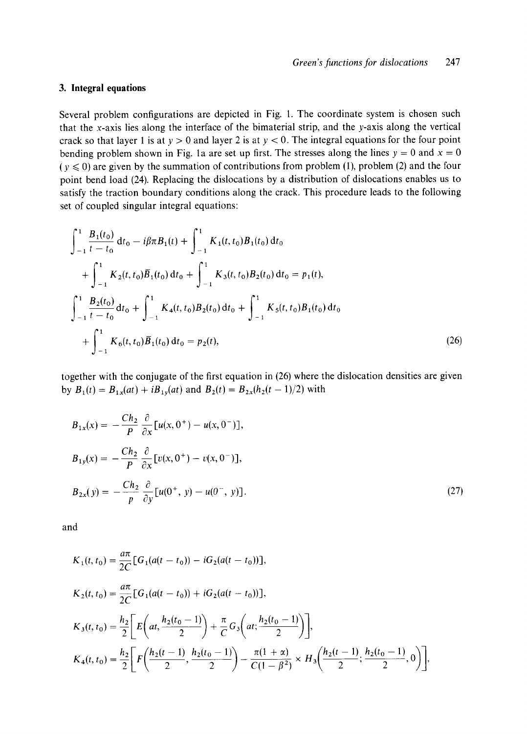## 3. Integral equations

Several problem configurations are depicted in Fig. 1. The coordinate system is chosen such that the $x$-axis lies along the interface of the bimaterial strip, and the $y$-axis along the vertical crack so that layer 1 is at $y > 0$ and layer 2 is at $y < 0$. The integral equations for the four point bending problem shown in Fig. 1a are set up first. The stresses along the lines $y = 0$ and $x = 0$ ($y \leqslant 0$) are given by the summation of contributions from problem (1), problem (2) and the four point bend load (24). Replacing the dislocations by a distribution of dislocations enables us to satisfy the traction boundary conditions along the crack. This procedure leads to the following set of coupled singular integral equations:

$$
\begin{aligned}
&\int_{-1}^{1} \frac{B_1(t_0)}{t - t_0}\,\mathrm{d}t_0 - i\beta\pi B_1(t) + \int_{-1}^{1} K_1(t, t_0) B_1(t_0)\,\mathrm{d}t_0 \\
&\quad + \int_{-1}^{1} K_2(t, t_0)\bar{B}_1(t_0)\,\mathrm{d}t_0 + \int_{-1}^{1} K_3(t, t_0) B_2(t_0)\,\mathrm{d}t_0 = p_1(t), \\
&\int_{-1}^{1} \frac{B_2(t_0)}{t - t_0}\,\mathrm{d}t_0 + \int_{-1}^{1} K_4(t, t_0) B_2(t_0)\,\mathrm{d}t_0 + \int_{-1}^{1} K_5(t, t_0) B_1(t_0)\,\mathrm{d}t_0 \\
&\quad + \int_{-1}^{1} K_6(t, t_0)\bar{B}_1(t_0)\,\mathrm{d}t_0 = p_2(t),
\end{aligned}
\tag{26}
$$

together with the conjugate of the first equation in (26) where the dislocation densities are given by $B_1(t) = B_{1x}(at) + iB_{1y}(at)$ and $B_2(t) = B_{2x}(h_2(t - 1)/2)$ with

$$
\begin{aligned}
B_{1x}(x) &= -\frac{Ch_2}{P}\frac{\partial}{\partial x}[u(x, 0^+) - u(x, 0^-)], \\
B_{1y}(x) &= -\frac{Ch_2}{P}\frac{\partial}{\partial x}[v(x, 0^+) - v(x, 0^-)], \\
B_{2x}(y) &= -\frac{Ch_2}{p}\frac{\partial}{\partial y}[u(0^+, y) - u(0^-, y)].
\end{aligned}
\tag{27}
$$

and

$$
\begin{aligned}
K_1(t, t_0) &= \frac{a\pi}{2C}[G_1(a(t - t_0)) - iG_2(a(t - t_0))], \\
K_2(t, t_0) &= \frac{a\pi}{2C}[G_1(a(t - t_0)) + iG_2(a(t - t_0))], \\
K_3(t, t_0) &= \frac{h_2}{2}\left[E\left(at, \frac{h_2(t_0 - 1)}{2}\right) + \frac{\pi}{C}G_3\left(at; \frac{h_2(t_0 - 1)}{2}\right)\right], \\
K_4(t, t_0) &= \frac{h_2}{2}\left[F\left(\frac{h_2(t - 1)}{2}, \frac{h_2(t_0 - 1)}{2}\right) - \frac{\pi(1 + \alpha)}{C(1 - \beta^2)} \times H_3\left(\frac{h_2(t - 1)}{2}; \frac{h_2(t_0 - 1)}{2}, 0\right)\right],
\end{aligned}
$$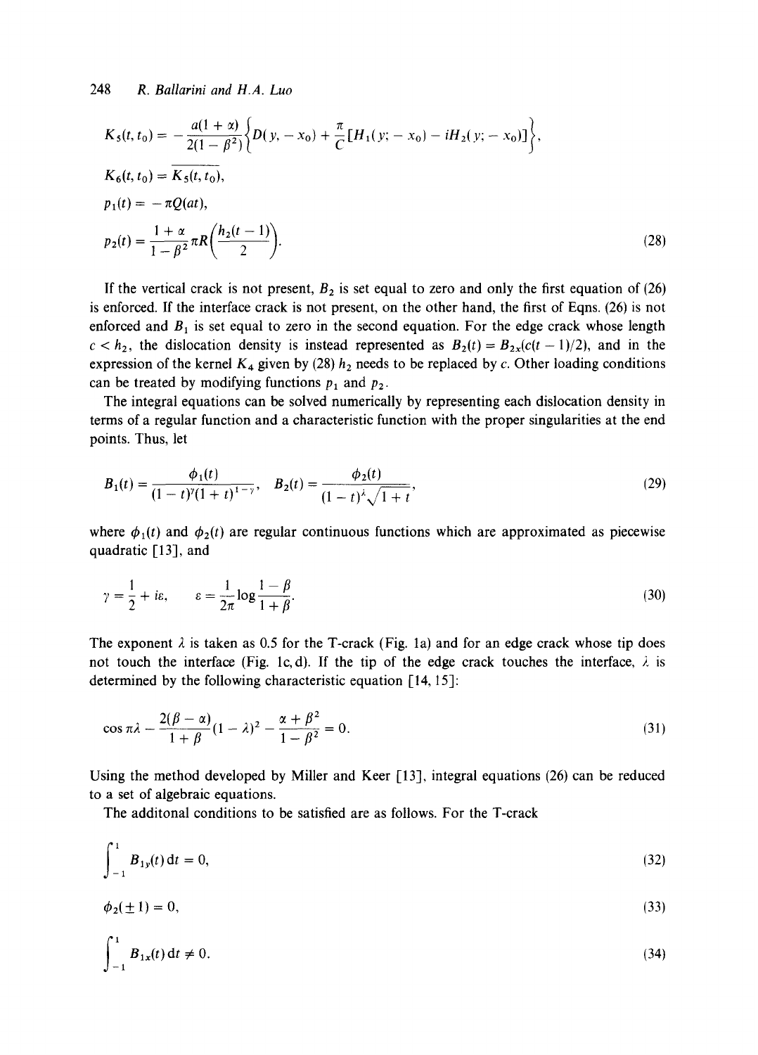$$K_5(t, t_0) = -\frac{a(1+\alpha)}{2(1-\beta^2)}\left\{D(y, -x_0) + \frac{\pi}{c}[H_1(y; -x_0) - iH_2(y; -x_0)]\right\},$$

$$K_6(t, t_0) = \overline{K_5(t, t_0)},$$

$$p_1(t) = -\pi Q(at),$$

$$p_2(t) = \frac{1+\alpha}{1-\beta^2}\pi R\left(\frac{h_2(t-1)}{2}\right). \tag{28}$$

If the vertical crack is not present, $B_2$ is set equal to zero and only the first equation of (26) is enforced. If the interface crack is not present, on the other hand, the first of Eqns. (26) is not enforced and $B_1$ is set equal to zero in the second equation. For the edge crack whose length $c < h_2$, the dislocation density is instead represented as $B_2(t) = B_{2x}(c(t-1)/2)$, and in the expression of the kernel $K_4$ given by (28) $h_2$ needs to be replaced by $c$. Other loading conditions can be treated by modifying functions $p_1$ and $p_2$.

The integral equations can be solved numerically by representing each dislocation density in terms of a regular function and a characteristic function with the proper singularities at the end points. Thus, let

$$B_1(t) = \frac{\phi_1(t)}{(1-t)^{\gamma}(1+t)^{1-\gamma}}, \quad B_2(t) = \frac{\phi_2(t)}{(1-t)^{\lambda}\sqrt{1+t}}, \tag{29}$$

where $\phi_1(t)$ and $\phi_2(t)$ are regular continuous functions which are approximated as piecewise quadratic [13], and

$$\gamma = \frac{1}{2} + i\varepsilon, \qquad \varepsilon = \frac{1}{2\pi}\log\frac{1-\beta}{1+\beta}. \tag{30}$$

The exponent $\lambda$ is taken as 0.5 for the T-crack (Fig. 1a) and for an edge crack whose tip does not touch the interface (Fig. 1c, d). If the tip of the edge crack touches the interface, $\lambda$ is determined by the following characteristic equation [14, 15]:

$$\cos \pi\lambda - \frac{2(\beta - \alpha)}{1+\beta}(1-\lambda)^2 - \frac{\alpha + \beta^2}{1-\beta^2} = 0. \tag{31}$$

Using the method developed by Miller and Keer [13], integral equations (26) can be reduced to a set of algebraic equations.

The additonal conditions to be satisfied are as follows. For the T-crack

$$\int_{-1}^{1} B_{1y}(t)\,\mathrm{d}t = 0, \tag{32}$$

$$\phi_2(\pm 1) = 0, \tag{33}$$

$$\int_{-1}^{1} B_{1x}(t)\,\mathrm{d}t \neq 0. \tag{34}$$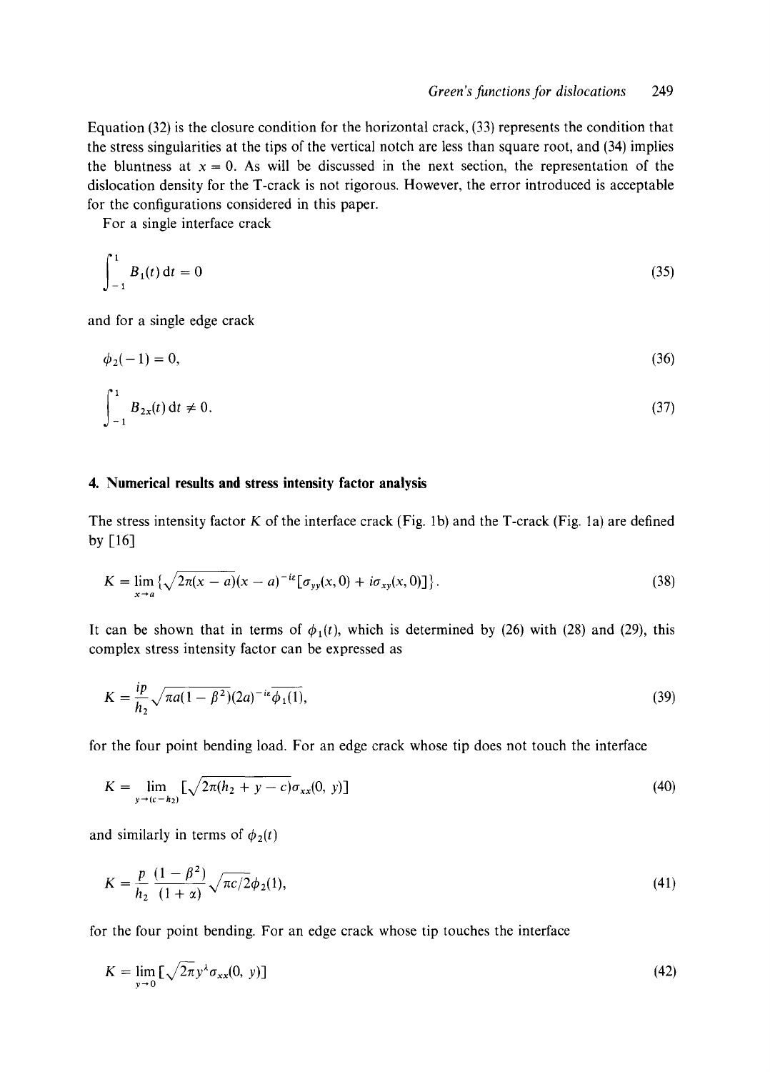Equation (32) is the closure condition for the horizontal crack, (33) represents the condition that the stress singularities at the tips of the vertical notch are less than square root, and (34) implies the bluntness at $x = 0$. As will be discussed in the next section, the representation of the dislocation density for the T-crack is not rigorous. However, the error introduced is acceptable for the configurations considered in this paper.

For a single interface crack

$$\int_{-1}^{1} B_1(t)\,\mathrm{d}t = 0 \tag{35}$$

and for a single edge crack

$$\phi_2(-1) = 0, \tag{36}$$

$$\int_{-1}^{1} B_{2x}(t)\,\mathrm{d}t \neq 0. \tag{37}$$

## 4. Numerical results and stress intensity factor analysis

The stress intensity factor $K$ of the interface crack (Fig. 1b) and the T-crack (Fig. 1a) are defined by [16]

$$K = \lim_{x \to a} \{\sqrt{2\pi(x-a)}(x-a)^{-i\varepsilon}[\sigma_{yy}(x,0) + i\sigma_{xy}(x,0)]\}. \tag{38}$$

It can be shown that in terms of $\phi_1(t)$, which is determined by (26) with (28) and (29), this complex stress intensity factor can be expressed as

$$K = \frac{ip}{h_2}\sqrt{\pi a(1-\beta^2)}(2a)^{-i\varepsilon}\overline{\phi_1(1)}, \tag{39}$$

for the four point bending load. For an edge crack whose tip does not touch the interface

$$K = \lim_{y \to (c-h_2)} [\sqrt{2\pi(h_2 + y - c)}\sigma_{xx}(0, y)] \tag{40}$$

and similarly in terms of $\phi_2(t)$

$$K = \frac{p}{h_2}\frac{(1-\beta^2)}{(1+\alpha)}\sqrt{\pi c/2}\phi_2(1), \tag{41}$$

for the four point bending. For an edge crack whose tip touches the interface

$$K = \lim_{y \to 0} [\sqrt{2\pi}y^{\lambda}\sigma_{xx}(0, y)] \tag{42}$$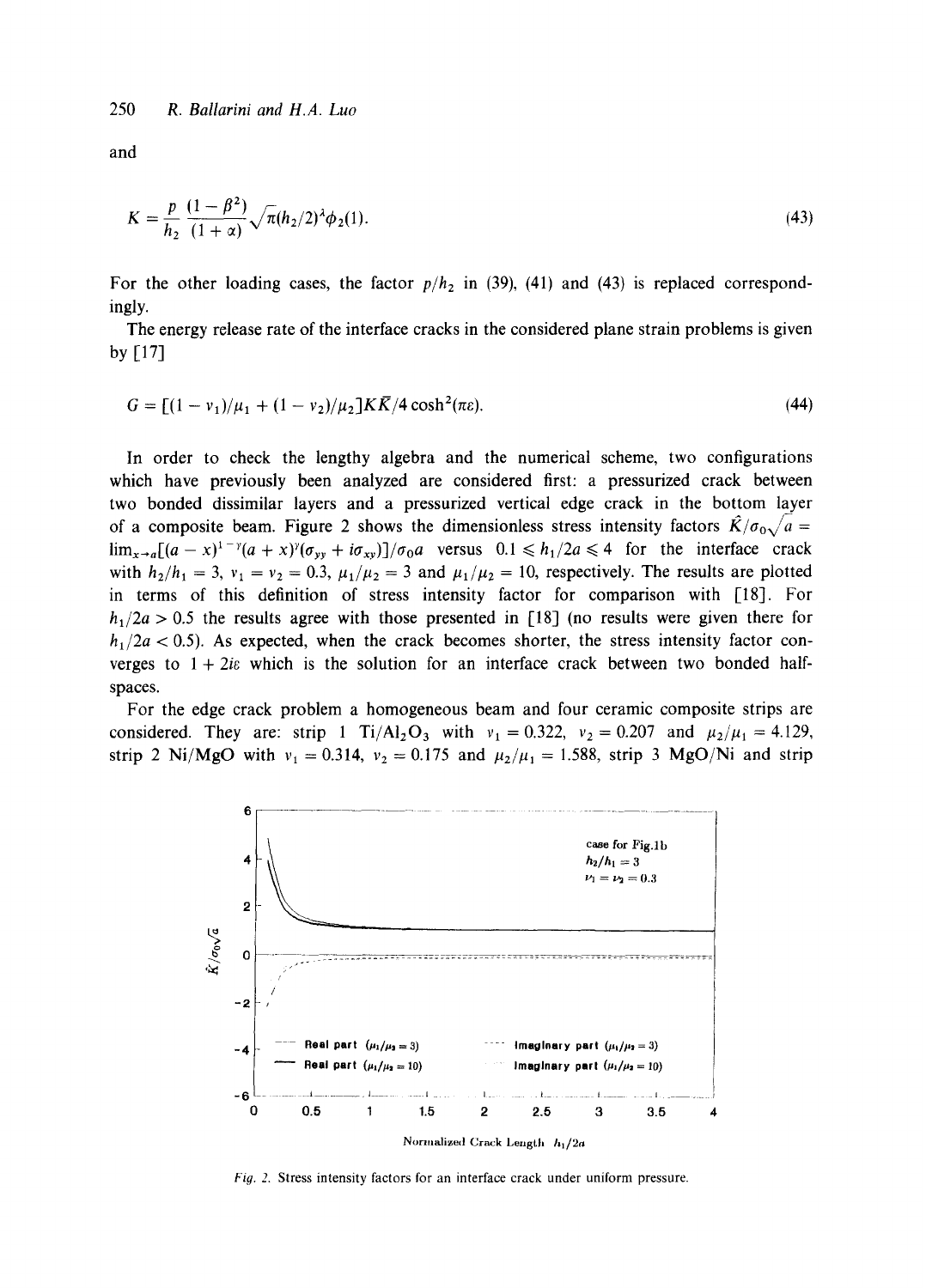and

$$K = \frac{p}{h_2} \frac{(1-\beta^2)}{(1+\alpha)} \sqrt{\pi}(h_2/2)^{\lambda} \phi_2(1). \tag{43}$$

For the other loading cases, the factor $p/h_2$ in (39), (41) and (43) is replaced correspondingly.

The energy release rate of the interface cracks in the considered plane strain problems is given by [17]

$$G = [(1-\nu_1)/\mu_1 + (1-\nu_2)/\mu_2] K\bar{K}/4\cosh^2(\pi\varepsilon). \tag{44}$$

In order to check the lengthy algebra and the numerical scheme, two configurations which have previously been analyzed are considered first: a pressurized crack between two bonded dissimilar layers and a pressurized vertical edge crack in the bottom layer of a composite beam. Figure 2 shows the dimensionless stress intensity factors $\hat{K}/\sigma_0\sqrt{a} = \lim_{x\to a}[(a-x)^{1-\gamma}(a+x)^{\gamma}(\sigma_{yy}+i\sigma_{xy})]/\sigma_0 a$ versus $0.1 \leqslant h_1/2a \leqslant 4$ for the interface crack with $h_2/h_1 = 3$, $\nu_1 = \nu_2 = 0.3$, $\mu_1/\mu_2 = 3$ and $\mu_1/\mu_2 = 10$, respectively. The results are plotted in terms of this definition of stress intensity factor for comparison with [18]. For $h_1/2a > 0.5$ the results agree with those presented in [18] (no results were given there for $h_1/2a < 0.5$). As expected, when the crack becomes shorter, the stress intensity factor converges to $1 + 2i\varepsilon$ which is the solution for an interface crack between two bonded half-spaces.

For the edge crack problem a homogeneous beam and four ceramic composite strips are considered. They are: strip 1 $Ti/Al_2O_3$ with $\nu_1 = 0.322$, $\nu_2 = 0.207$ and $\mu_2/\mu_1 = 4.129$, strip 2 Ni/MgO with $\nu_1 = 0.314$, $\nu_2 = 0.175$ and $\mu_2/\mu_1 = 1.588$, strip 3 MgO/Ni and strip

Fig. 2. Stress intensity factors for an interface crack under uniform pressure.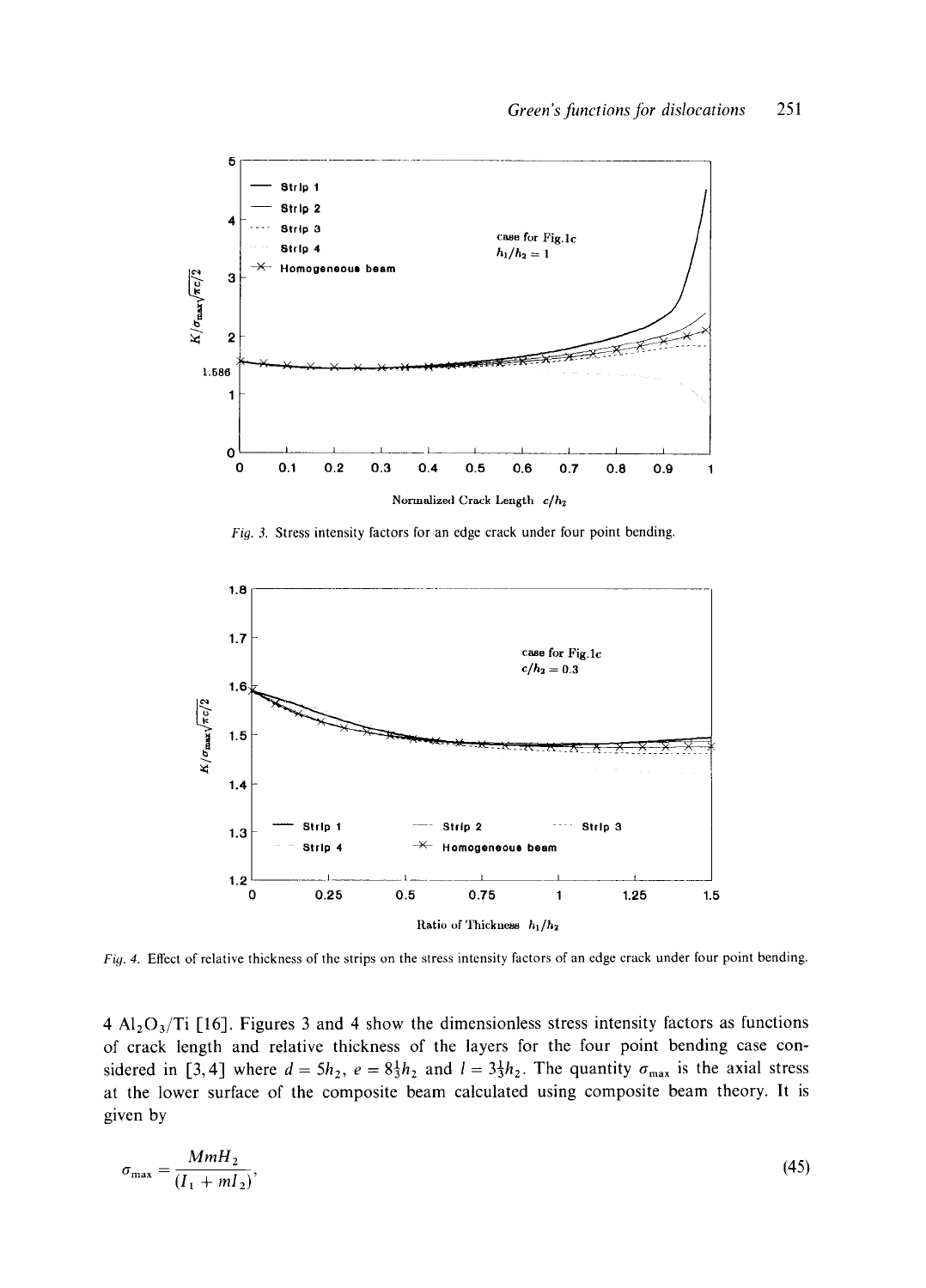Fig. 3. Stress intensity factors for an edge crack under four point bending.

Fig. 4. Effect of relative thickness of the strips on the stress intensity factors of an edge crack under four point bending.

4 $Al_2O_3$/Ti [16]. Figures 3 and 4 show the dimensionless stress intensity factors as functions of crack length and relative thickness of the layers for the four point bending case considered in [3, 4] where $d = 5h_2$, $e = 8\frac{1}{3}h_2$ and $l = 3\frac{1}{3}h_2$. The quantity $\sigma_{\max}$ is the axial stress at the lower surface of the composite beam calculated using composite beam theory. It is given by

$$\sigma_{\max} = \frac{MmH_2}{(I_1 + mI_2)}, \tag{45}$$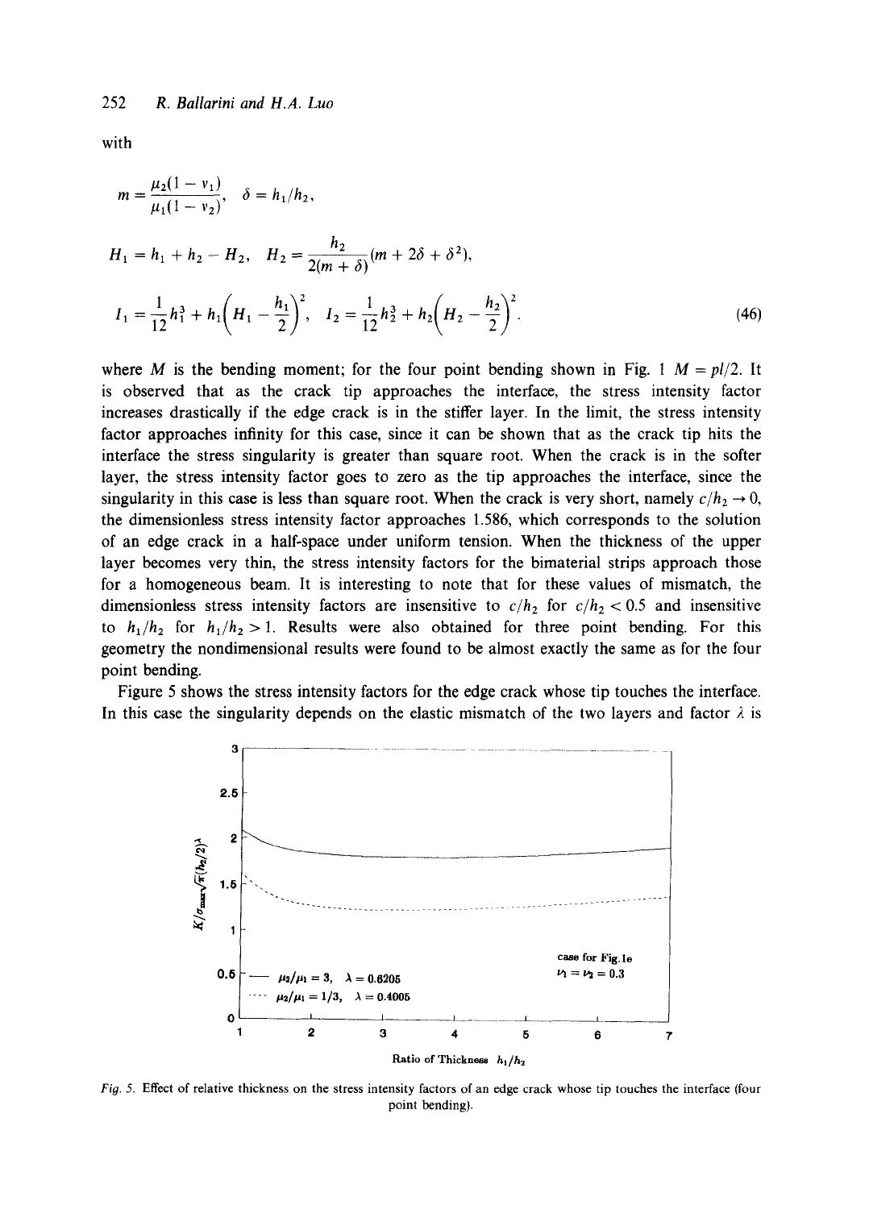with

$$
m = \frac{\mu_2(1 - \nu_1)}{\mu_1(1 - \nu_2)}, \quad \delta = h_1/h_2,
$$

$$
H_1 = h_1 + h_2 - H_2, \quad H_2 = \frac{h_2}{2(m + \delta)}(m + 2\delta + \delta^2),
$$

$$
I_1 = \frac{1}{12}h_1^3 + h_1\left(H_1 - \frac{h_1}{2}\right)^2, \quad I_2 = \frac{1}{12}h_2^3 + h_2\left(H_2 - \frac{h_2}{2}\right)^2. \tag{46}
$$

where $M$ is the bending moment; for the four point bending shown in Fig. 1 $M = pl/2$. It is observed that as the crack tip approaches the interface, the stress intensity factor increases drastically if the edge crack is in the stiffer layer. In the limit, the stress intensity factor approaches infinity for this case, since it can be shown that as the crack tip hits the interface the stress singularity is greater than square root. When the crack is in the softer layer, the stress intensity factor goes to zero as the tip approaches the interface, since the singularity in this case is less than square root. When the crack is very short, namely $c/h_2 \to 0$, the dimensionless stress intensity factor approaches 1.586, which corresponds to the solution of an edge crack in a half-space under uniform tension. When the thickness of the upper layer becomes very thin, the stress intensity factors for the bimaterial strips approach those for a homogeneous beam. It is interesting to note that for these values of mismatch, the dimensionless stress intensity factors are insensitive to $c/h_2$ for $c/h_2 < 0.5$ and insensitive to $h_1/h_2$ for $h_1/h_2 > 1$. Results were also obtained for three point bending. For this geometry the nondimensional results were found to be almost exactly the same as for the four point bending.

Figure 5 shows the stress intensity factors for the edge crack whose tip touches the interface. In this case the singularity depends on the elastic mismatch of the two layers and factor $\lambda$ is

*Fig. 5.* Effect of relative thickness on the stress intensity factors of an edge crack whose tip touches the interface (four point bending).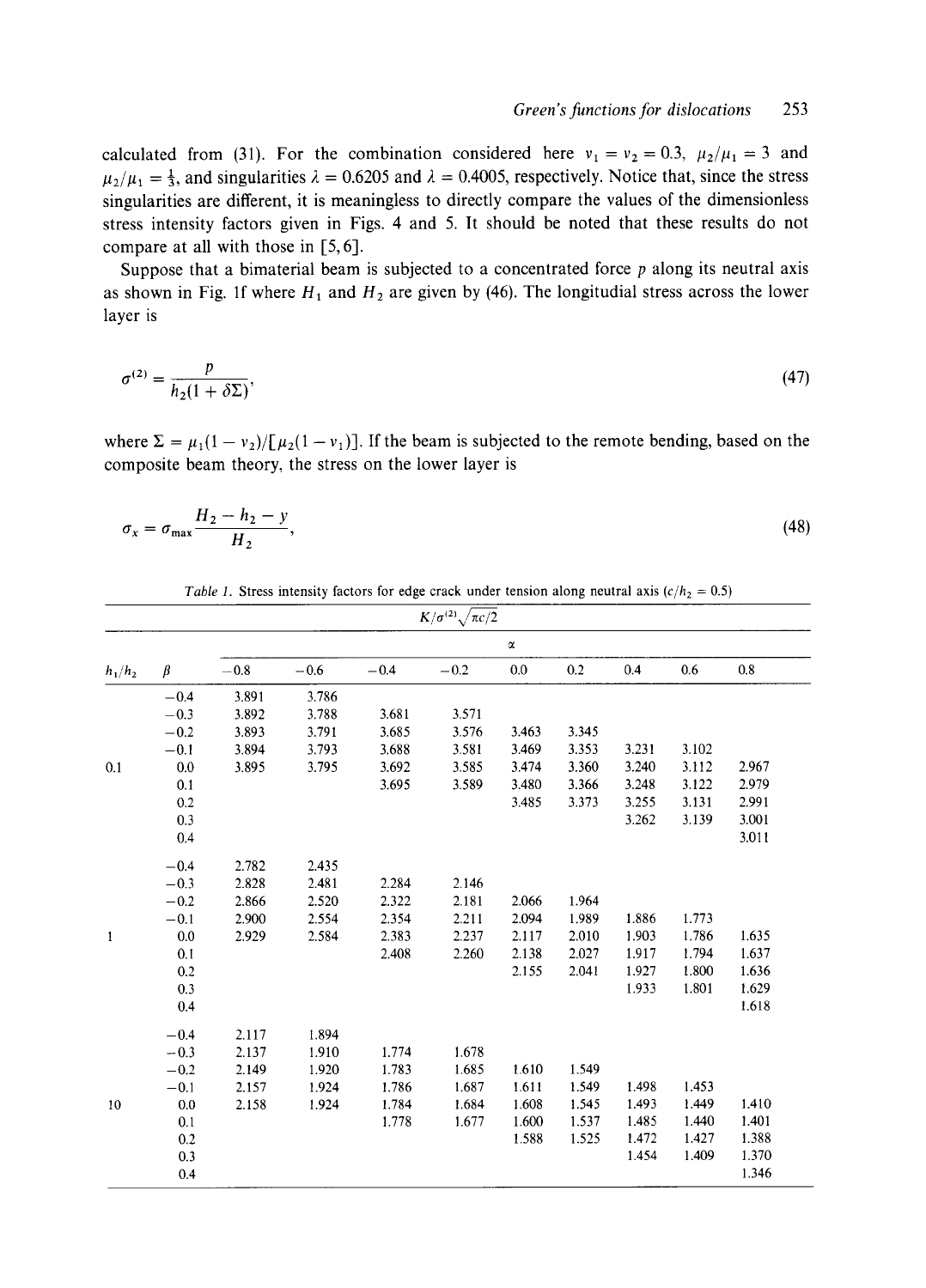calculated from (31). For the combination considered here $\nu_1 = \nu_2 = 0.3$, $\mu_2/\mu_1 = 3$ and $\mu_2/\mu_1 = \frac{1}{3}$, and singularities $\lambda = 0.6205$ and $\lambda = 0.4005$, respectively. Notice that, since the stress singularities are different, it is meaningless to directly compare the values of the dimensionless stress intensity factors given in Figs. 4 and 5. It should be noted that these results do not compare at all with those in [5, 6].

Suppose that a bimaterial beam is subjected to a concentrated force $p$ along its neutral axis as shown in Fig. 1f where $H_1$ and $H_2$ are given by (46). The longitudial stress across the lower layer is

$$\sigma^{(2)} = \frac{p}{h_2(1 + \delta\Sigma)}, \tag{47}$$

where $\Sigma = \mu_1(1 - \nu_2)/[\mu_2(1 - \nu_1)]$. If the beam is subjected to the remote bending, based on the composite beam theory, the stress on the lower layer is

$$\sigma_x = \sigma_{\max}\frac{H_2 - h_2 - y}{H_2}, \tag{48}$$

*Table 1.* Stress intensity factors for edge crack under tension along neutral axis ($c/h_2 = 0.5$)

| | | $K/\sigma^{(2)}\sqrt{\pi c/2}$ | | | | | | | | |
|---|---|---|---|---|---|---|---|---|---|---|
| | | $\alpha$ | | | | | | | | |
| $h_1/h_2$ | $\beta$ | −0.8 | −0.6 | −0.4 | −0.2 | 0.0 | 0.2 | 0.4 | 0.6 | 0.8 |
| | −0.4 | 3.891 | 3.786 | | | | | | | |
| | −0.3 | 3.892 | 3.788 | 3.681 | 3.571 | | | | | |
| | −0.2 | 3.893 | 3.791 | 3.685 | 3.576 | 3.463 | 3.345 | | | |
| | −0.1 | 3.894 | 3.793 | 3.688 | 3.581 | 3.469 | 3.353 | 3.231 | 3.102 | |
| 0.1 | 0.0 | 3.895 | 3.795 | 3.692 | 3.585 | 3.474 | 3.360 | 3.240 | 3.112 | 2.967 |
| | 0.1 | | | 3.695 | 3.589 | 3.480 | 3.366 | 3.248 | 3.122 | 2.979 |
| | 0.2 | | | | | 3.485 | 3.373 | 3.255 | 3.131 | 2.991 |
| | 0.3 | | | | | | | 3.262 | 3.139 | 3.001 |
| | 0.4 | | | | | | | | | 3.011 |
| | −0.4 | 2.782 | 2.435 | | | | | | | |
| | −0.3 | 2.828 | 2.481 | 2.284 | 2.146 | | | | | |
| | −0.2 | 2.866 | 2.520 | 2.322 | 2.181 | 2.066 | 1.964 | | | |
| | −0.1 | 2.900 | 2.554 | 2.354 | 2.211 | 2.094 | 1.989 | 1.886 | 1.773 | |
| 1 | 0.0 | 2.929 | 2.584 | 2.383 | 2.237 | 2.117 | 2.010 | 1.903 | 1.786 | 1.635 |
| | 0.1 | | | 2.408 | 2.260 | 2.138 | 2.027 | 1.917 | 1.794 | 1.637 |
| | 0.2 | | | | | 2.155 | 2.041 | 1.927 | 1.800 | 1.636 |
| | 0.3 | | | | | | | 1.933 | 1.801 | 1.629 |
| | 0.4 | | | | | | | | | 1.618 |
| | −0.4 | 2.117 | 1.894 | | | | | | | |
| | −0.3 | 2.137 | 1.910 | 1.774 | 1.678 | | | | | |
| | −0.2 | 2.149 | 1.920 | 1.783 | 1.685 | 1.610 | 1.549 | | | |
| | −0.1 | 2.157 | 1.924 | 1.786 | 1.687 | 1.611 | 1.549 | 1.498 | 1.453 | |
| 10 | 0.0 | 2.158 | 1.924 | 1.784 | 1.684 | 1.608 | 1.545 | 1.493 | 1.449 | 1.410 |
| | 0.1 | | | 1.778 | 1.677 | 1.600 | 1.537 | 1.485 | 1.440 | 1.401 |
| | 0.2 | | | | | 1.588 | 1.525 | 1.472 | 1.427 | 1.388 |
| | 0.3 | | | | | | | 1.454 | 1.409 | 1.370 |
| | 0.4 | | | | | | | | | 1.346 |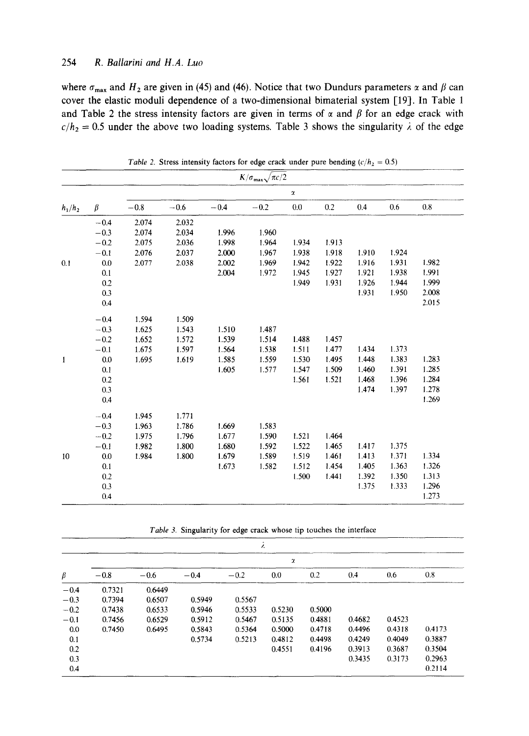where $\sigma_{\max}$ and $H_2$ are given in (45) and (46). Notice that two Dundurs parameters $\alpha$ and $\beta$ can cover the elastic moduli dependence of a two-dimensional bimaterial system [19]. In Table 1 and Table 2 the stress intensity factors are given in terms of $\alpha$ and $\beta$ for an edge crack with $c/h_2 = 0.5$ under the above two loading systems. Table 3 shows the singularity $\lambda$ of the edge

*Table 2.* Stress intensity factors for edge crack under pure bending ($c/h_2 = 0.5$)

| | | $K/\sigma_{\max}\sqrt{\pi c/2}$ | | | | | | | | |
|---|---|---|---|---|---|---|---|---|---|---|
| | | $\alpha$ | | | | | | | | |
| $h_1/h_2$ | $\beta$ | −0.8 | −0.6 | −0.4 | −0.2 | 0.0 | 0.2 | 0.4 | 0.6 | 0.8 |
| | −0.4 | 2.074 | 2.032 | | | | | | | |
| | −0.3 | 2.074 | 2.034 | 1.996 | 1.960 | | | | | |
| | −0.2 | 2.075 | 2.036 | 1.998 | 1.964 | 1.934 | 1.913 | | | |
| | −0.1 | 2.076 | 2.037 | 2.000 | 1.967 | 1.938 | 1.918 | 1.910 | 1.924 | |
| 0.1 | 0.0 | 2.077 | 2.038 | 2.002 | 1.969 | 1.942 | 1.922 | 1.916 | 1.931 | 1.982 |
| | 0.1 | | | 2.004 | 1.972 | 1.945 | 1.927 | 1.921 | 1.938 | 1.991 |
| | 0.2 | | | | | 1.949 | 1.931 | 1.926 | 1.944 | 1.999 |
| | 0.3 | | | | | | | 1.931 | 1.950 | 2.008 |
| | 0.4 | | | | | | | | | 2.015 |
| | −0.4 | 1.594 | 1.509 | | | | | | | |
| | −0.3 | 1.625 | 1.543 | 1.510 | 1.487 | | | | | |
| | −0.2 | 1.652 | 1.572 | 1.539 | 1.514 | 1.488 | 1.457 | | | |
| | −0.1 | 1.675 | 1.597 | 1.564 | 1.538 | 1.511 | 1.477 | 1.434 | 1.373 | |
| 1 | 0.0 | 1.695 | 1.619 | 1.585 | 1.559 | 1.530 | 1.495 | 1.448 | 1.383 | 1.283 |
| | 0.1 | | | 1.605 | 1.577 | 1.547 | 1.509 | 1.460 | 1.391 | 1.285 |
| | 0.2 | | | | | 1.561 | 1.521 | 1.468 | 1.396 | 1.284 |
| | 0.3 | | | | | | | 1.474 | 1.397 | 1.278 |
| | 0.4 | | | | | | | | | 1.269 |
| | −0.4 | 1.945 | 1.771 | | | | | | | |
| | −0.3 | 1.963 | 1.786 | 1.669 | 1.583 | | | | | |
| | −0.2 | 1.975 | 1.796 | 1.677 | 1.590 | 1.521 | 1.464 | | | |
| | −0.1 | 1.982 | 1.800 | 1.680 | 1.592 | 1.522 | 1.465 | 1.417 | 1.375 | |
| 10 | 0.0 | 1.984 | 1.800 | 1.679 | 1.589 | 1.519 | 1.461 | 1.413 | 1.371 | 1.334 |
| | 0.1 | | | 1.673 | 1.582 | 1.512 | 1.454 | 1.405 | 1.363 | 1.326 |
| | 0.2 | | | | | 1.500 | 1.441 | 1.392 | 1.350 | 1.313 |
| | 0.3 | | | | | | | 1.375 | 1.333 | 1.296 |
| | 0.4 | | | | | | | | | 1.273 |

*Table 3.* Singularity for edge crack whose tip touches the interface

| | $\lambda$ | | | | | | | | |
|---|---|---|---|---|---|---|---|---|---|
| | $\alpha$ | | | | | | | | |
| $\beta$ | −0.8 | −0.6 | −0.4 | −0.2 | 0.0 | 0.2 | 0.4 | 0.6 | 0.8 |
| −0.4 | 0.7321 | 0.6449 | | | | | | | |
| −0.3 | 0.7394 | 0.6507 | 0.5949 | 0.5567 | | | | | |
| −0.2 | 0.7438 | 0.6533 | 0.5946 | 0.5533 | 0.5230 | 0.5000 | | | |
| −0.1 | 0.7456 | 0.6529 | 0.5912 | 0.5467 | 0.5135 | 0.4881 | 0.4682 | 0.4523 | |
| 0.0 | 0.7450 | 0.6495 | 0.5843 | 0.5364 | 0.5000 | 0.4718 | 0.4496 | 0.4318 | 0.4173 |
| 0.1 | | | 0.5734 | 0.5213 | 0.4812 | 0.4498 | 0.4249 | 0.4049 | 0.3887 |
| 0.2 | | | | | 0.4551 | 0.4196 | 0.3913 | 0.3687 | 0.3504 |
| 0.3 | | | | | | | 0.3435 | 0.3173 | 0.2963 |
| 0.4 | | | | | | | | | 0.2114 |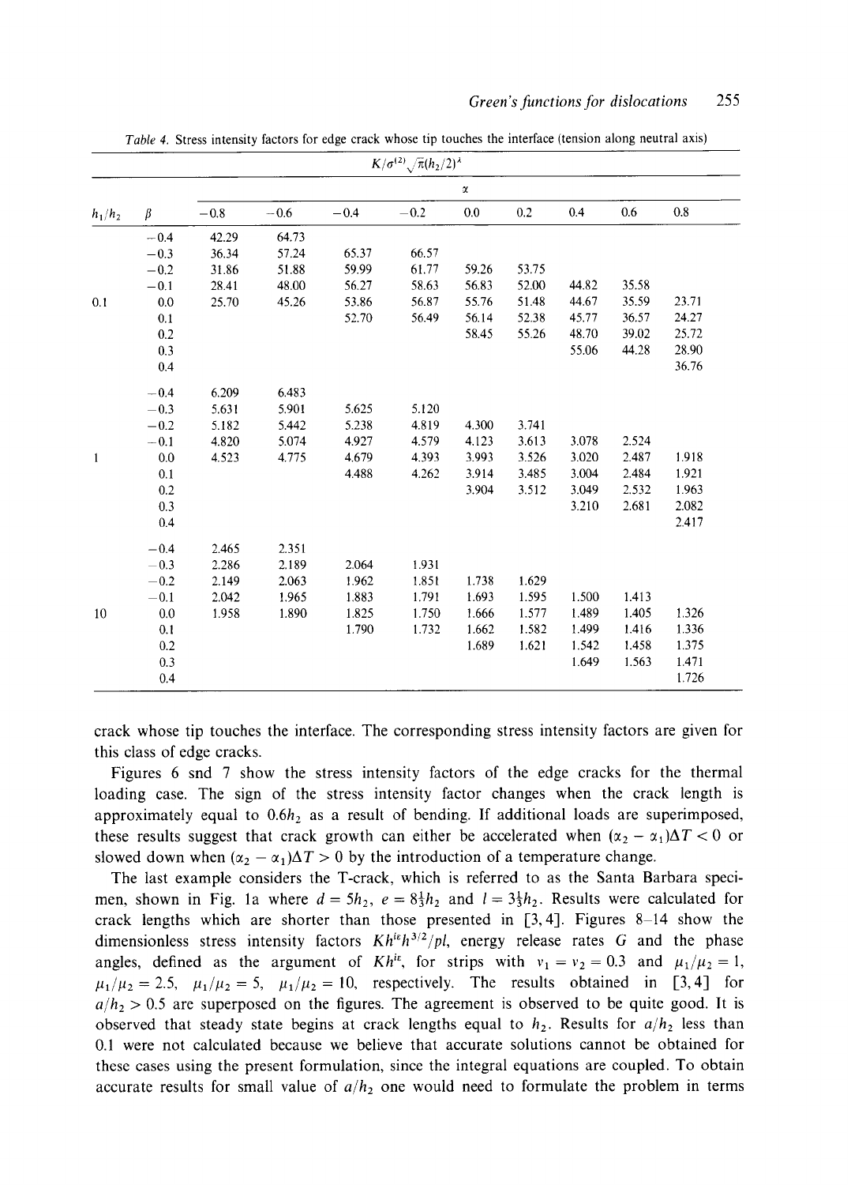Table 4. Stress intensity factors for edge crack whose tip touches the interface (tension along neutral axis)

| | | $K/\sigma^{(2)}\sqrt{\pi}(h_2/2)^{\lambda}$ | | | | | | | | |
|---|---|---|---|---|---|---|---|---|---|---|
| | | $\alpha$ | | | | | | | | |
| $h_1/h_2$ | $\beta$ | $-0.8$ | $-0.6$ | $-0.4$ | $-0.2$ | 0.0 | 0.2 | 0.4 | 0.6 | 0.8 |
| | $-0.4$ | 42.29 | 64.73 | | | | | | | |
| | $-0.3$ | 36.34 | 57.24 | 65.37 | 66.57 | | | | | |
| | $-0.2$ | 31.86 | 51.88 | 59.99 | 61.77 | 59.26 | 53.75 | | | |
| | $-0.1$ | 28.41 | 48.00 | 56.27 | 58.63 | 56.83 | 52.00 | 44.82 | 35.58 | |
| 0.1 | 0.0 | 25.70 | 45.26 | 53.86 | 56.87 | 55.76 | 51.48 | 44.67 | 35.59 | 23.71 |
| | 0.1 | | | 52.70 | 56.49 | 56.14 | 52.38 | 45.77 | 36.57 | 24.27 |
| | 0.2 | | | | | 58.45 | 55.26 | 48.70 | 39.02 | 25.72 |
| | 0.3 | | | | | | | 55.06 | 44.28 | 28.90 |
| | 0.4 | | | | | | | | | 36.76 |
| | $-0.4$ | 6.209 | 6.483 | | | | | | | |
| | $-0.3$ | 5.631 | 5.901 | 5.625 | 5.120 | | | | | |
| | $-0.2$ | 5.182 | 5.442 | 5.238 | 4.819 | 4.300 | 3.741 | | | |
| | $-0.1$ | 4.820 | 5.074 | 4.927 | 4.579 | 4.123 | 3.613 | 3.078 | 2.524 | |
| 1 | 0.0 | 4.523 | 4.775 | 4.679 | 4.393 | 3.993 | 3.526 | 3.020 | 2.487 | 1.918 |
| | 0.1 | | | 4.488 | 4.262 | 3.914 | 3.485 | 3.004 | 2.484 | 1.921 |
| | 0.2 | | | | | 3.904 | 3.512 | 3.049 | 2.532 | 1.963 |
| | 0.3 | | | | | | | 3.210 | 2.681 | 2.082 |
| | 0.4 | | | | | | | | | 2.417 |
| | $-0.4$ | 2.465 | 2.351 | | | | | | | |
| | $-0.3$ | 2.286 | 2.189 | 2.064 | 1.931 | | | | | |
| | $-0.2$ | 2.149 | 2.063 | 1.962 | 1.851 | 1.738 | 1.629 | | | |
| | $-0.1$ | 2.042 | 1.965 | 1.883 | 1.791 | 1.693 | 1.595 | 1.500 | 1.413 | |
| 10 | 0.0 | 1.958 | 1.890 | 1.825 | 1.750 | 1.666 | 1.577 | 1.489 | 1.405 | 1.326 |
| | 0.1 | | | 1.790 | 1.732 | 1.662 | 1.582 | 1.499 | 1.416 | 1.336 |
| | 0.2 | | | | | 1.689 | 1.621 | 1.542 | 1.458 | 1.375 |
| | 0.3 | | | | | | | 1.649 | 1.563 | 1.471 |
| | 0.4 | | | | | | | | | 1.726 |

crack whose tip touches the interface. The corresponding stress intensity factors are given for this class of edge cracks.

Figures 6 snd 7 show the stress intensity factors of the edge cracks for the thermal loading case. The sign of the stress intensity factor changes when the crack length is approximately equal to $0.6h_2$ as a result of bending. If additional loads are superimposed, these results suggest that crack growth can either be accelerated when $(\alpha_2 - \alpha_1)\Delta T < 0$ or slowed down when $(\alpha_2 - \alpha_1)\Delta T > 0$ by the introduction of a temperature change.

The last example considers the T-crack, which is referred to as the Santa Barbara specimen, shown in Fig. 1a where $d = 5h_2$, $e = 8\frac{1}{3}h_2$ and $l = 3\frac{1}{3}h_2$. Results were calculated for crack lengths which are shorter than those presented in [3, 4]. Figures 8–14 show the dimensionless stress intensity factors $Kh^{i\varepsilon}h^{3/2}/pl$, energy release rates $G$ and the phase angles, defined as the argument of $Kh^{i\varepsilon}$, for strips with $\nu_1 = \nu_2 = 0.3$ and $\mu_1/\mu_2 = 1$, $\mu_1/\mu_2 = 2.5$, $\mu_1/\mu_2 = 5$, $\mu_1/\mu_2 = 10$, respectively. The results obtained in [3, 4] for $a/h_2 > 0.5$ are superposed on the figures. The agreement is observed to be quite good. It is observed that steady state begins at crack lengths equal to $h_2$. Results for $a/h_2$ less than 0.1 were not calculated because we believe that accurate solutions cannot be obtained for these cases using the present formulation, since the integral equations are coupled. To obtain accurate results for small value of $a/h_2$ one would need to formulate the problem in terms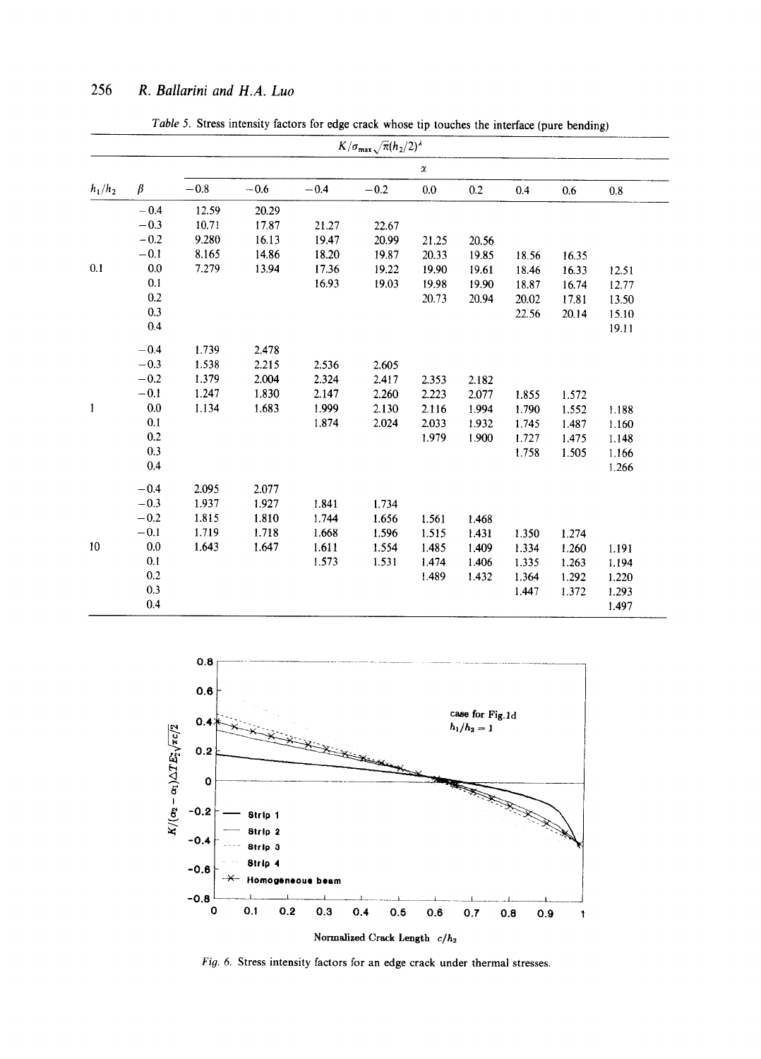Table 5. Stress intensity factors for edge crack whose tip touches the interface (pure bending)

| | | $K/\sigma_{max}\sqrt{\pi}(h_2/2)^{\lambda}$ | | | | | | | | |
|---|---|---|---|---|---|---|---|---|---|---|
| | | $\alpha$ | | | | | | | | |
| $h_1/h_2$ | $\beta$ | −0.8 | −0.6 | −0.4 | −0.2 | 0.0 | 0.2 | 0.4 | 0.6 | 0.8 |
| | −0.4 | 12.59 | 20.29 | | | | | | | |
| | −0.3 | 10.71 | 17.87 | 21.27 | 22.67 | | | | | |
| | −0.2 | 9.280 | 16.13 | 19.47 | 20.99 | 21.25 | 20.56 | | | |
| | −0.1 | 8.165 | 14.86 | 18.20 | 19.87 | 20.33 | 19.85 | 18.56 | 16.35 | |
| 0.1 | 0.0 | 7.279 | 13.94 | 17.36 | 19.22 | 19.90 | 19.61 | 18.46 | 16.33 | 12.51 |
| | 0.1 | | | 16.93 | 19.03 | 19.98 | 19.90 | 18.87 | 16.74 | 12.77 |
| | 0.2 | | | | | 20.73 | 20.94 | 20.02 | 17.81 | 13.50 |
| | 0.3 | | | | | | | 22.56 | 20.14 | 15.10 |
| | 0.4 | | | | | | | | | 19.11 |
| | −0.4 | 1.739 | 2.478 | | | | | | | |
| | −0.3 | 1.538 | 2.215 | 2.536 | 2.605 | | | | | |
| | −0.2 | 1.379 | 2.004 | 2.324 | 2.417 | 2.353 | 2.182 | | | |
| | −0.1 | 1.247 | 1.830 | 2.147 | 2.260 | 2.223 | 2.077 | 1.855 | 1.572 | |
| 1 | 0.0 | 1.134 | 1.683 | 1.999 | 2.130 | 2.116 | 1.994 | 1.790 | 1.552 | 1.188 |
| | 0.1 | | | 1.874 | 2.024 | 2.033 | 1.932 | 1.745 | 1.487 | 1.160 |
| | 0.2 | | | | | 1.979 | 1.900 | 1.727 | 1.475 | 1.148 |
| | 0.3 | | | | | | | 1.758 | 1.505 | 1.166 |
| | 0.4 | | | | | | | | | 1.266 |
| | −0.4 | 2.095 | 2.077 | | | | | | | |
| | −0.3 | 1.937 | 1.927 | 1.841 | 1.734 | | | | | |
| | −0.2 | 1.815 | 1.810 | 1.744 | 1.656 | 1.561 | 1.468 | | | |
| | −0.1 | 1.719 | 1.718 | 1.668 | 1.596 | 1.515 | 1.431 | 1.350 | 1.274 | |
| 10 | 0.0 | 1.643 | 1.647 | 1.611 | 1.554 | 1.485 | 1.409 | 1.334 | 1.260 | 1.191 |
| | 0.1 | | | 1.573 | 1.531 | 1.474 | 1.406 | 1.335 | 1.263 | 1.194 |
| | 0.2 | | | | | 1.489 | 1.432 | 1.364 | 1.292 | 1.220 |
| | 0.3 | | | | | | | 1.447 | 1.372 | 1.293 |
| | 0.4 | | | | | | | | | 1.497 |

Fig. 6. Stress intensity factors for an edge crack under thermal stresses.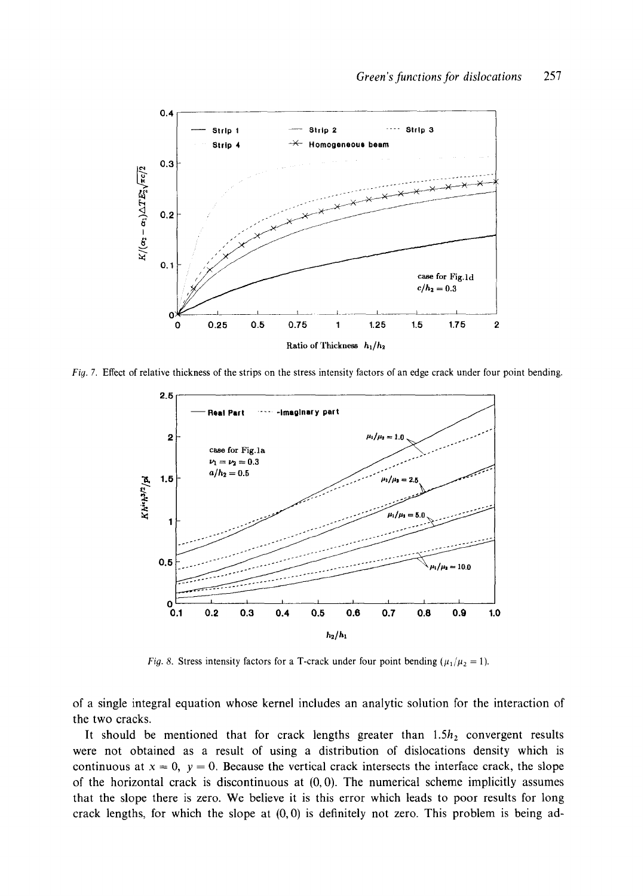Fig. 7. Effect of relative thickness of the strips on the stress intensity factors of an edge crack under four point bending.

Fig. 8. Stress intensity factors for a T-crack under four point bending ($\mu_1/\mu_2 = 1$).

of a single integral equation whose kernel includes an analytic solution for the interaction of the two cracks.

It should be mentioned that for crack lengths greater than $1.5h_2$ convergent results were not obtained as a result of using a distribution of dislocations density which is continuous at $x = 0$, $y = 0$. Because the vertical crack intersects the interface crack, the slope of the horizontal crack is discontinuous at $(0, 0)$. The numerical scheme implicitly assumes that the slope there is zero. We believe it is this error which leads to poor results for long crack lengths, for which the slope at $(0, 0)$ is definitely not zero. This problem is being ad-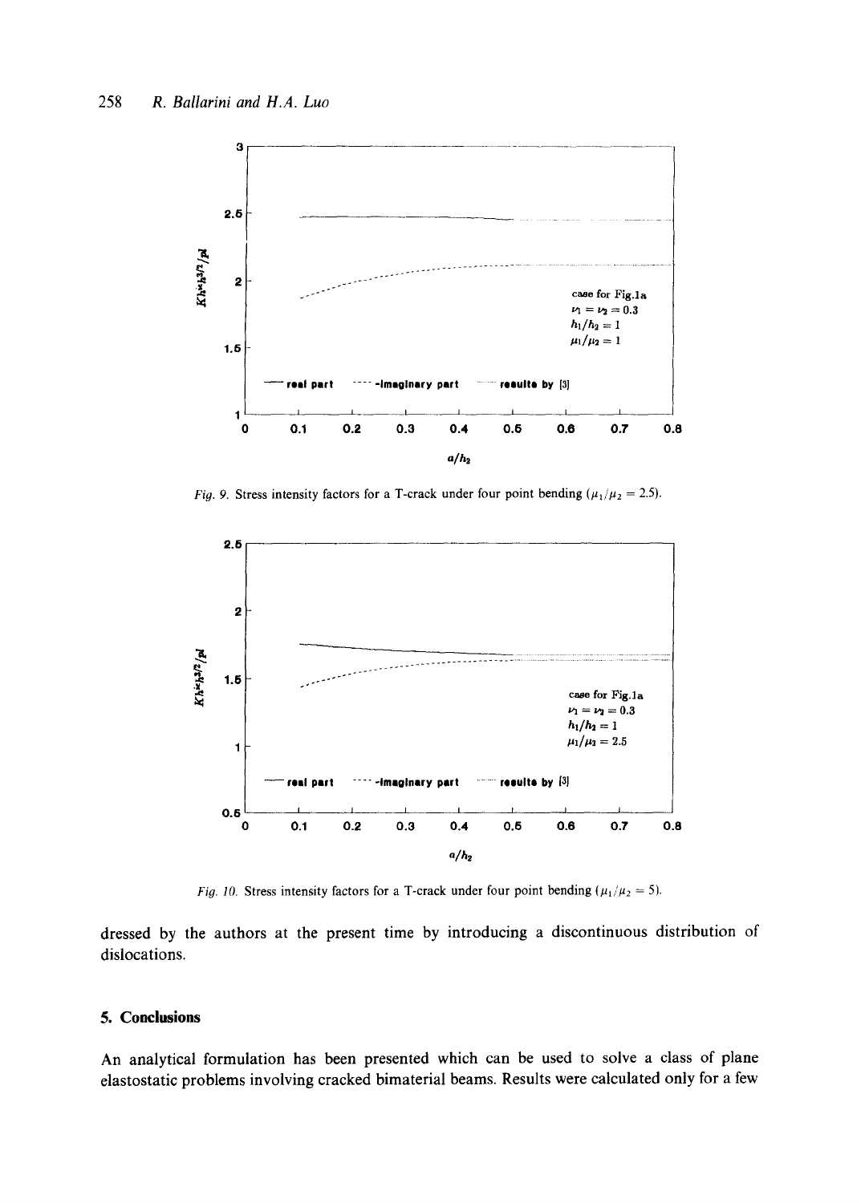Fig. 9. Stress intensity factors for a T-crack under four point bending ($\mu_1/\mu_2 = 2.5$).

Fig. 10. Stress intensity factors for a T-crack under four point bending ($\mu_1/\mu_2 = 5$).

dressed by the authors at the present time by introducing a discontinuous distribution of dislocations.

## 5. Conclusions

An analytical formulation has been presented which can be used to solve a class of plane elastostatic problems involving cracked bimaterial beams. Results were calculated only for a few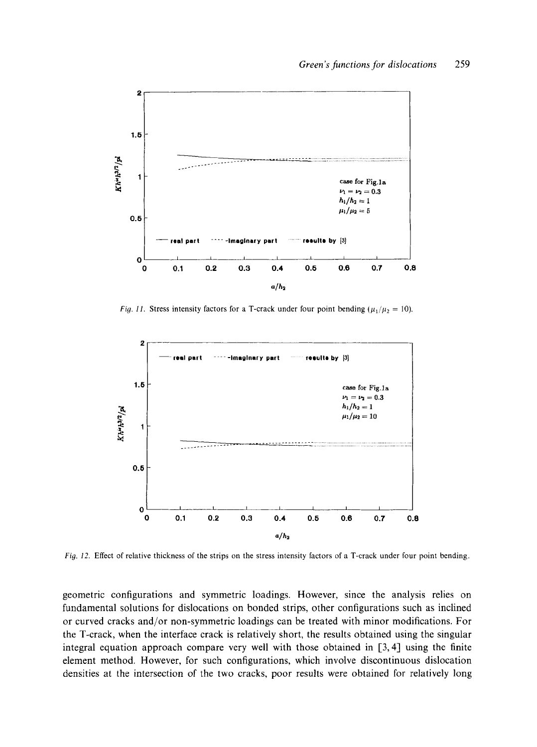Fig. 11. Stress intensity factors for a T-crack under four point bending ($\mu_1/\mu_2 = 10$).

Fig. 12. Effect of relative thickness of the strips on the stress intensity factors of a T-crack under four point bending.

geometric configurations and symmetric loadings. However, since the analysis relies on fundamental solutions for dislocations on bonded strips, other configurations such as inclined or curved cracks and/or non-symmetric loadings can be treated with minor modifications. For the T-crack, when the interface crack is relatively short, the results obtained using the singular integral equation approach compare very well with those obtained in [3, 4] using the finite element method. However, for such configurations, which involve discontinuous dislocation densities at the intersection of the two cracks, poor results were obtained for relatively long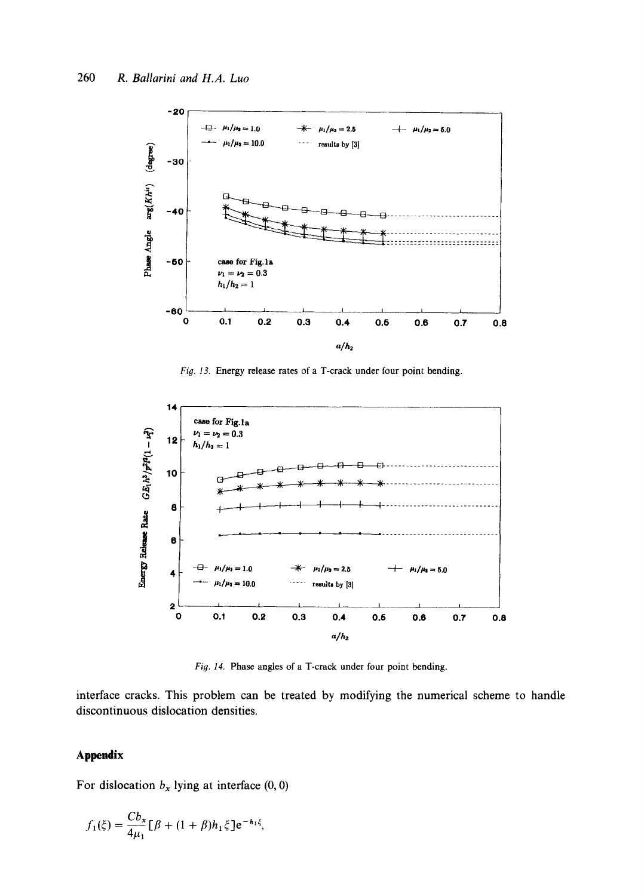Fig. 13. Energy release rates of a T-crack under four point bending.

Fig. 14. Phase angles of a T-crack under four point bending.

interface cracks. This problem can be treated by modifying the numerical scheme to handle discontinuous dislocation densities.

## Appendix

For dislocation $b_x$ lying at interface $(0, 0)$

$$f_1(\xi) = \frac{Cb_x}{4\mu_1}[\beta + (1 + \beta)h_1\xi]e^{-h_1\xi},$$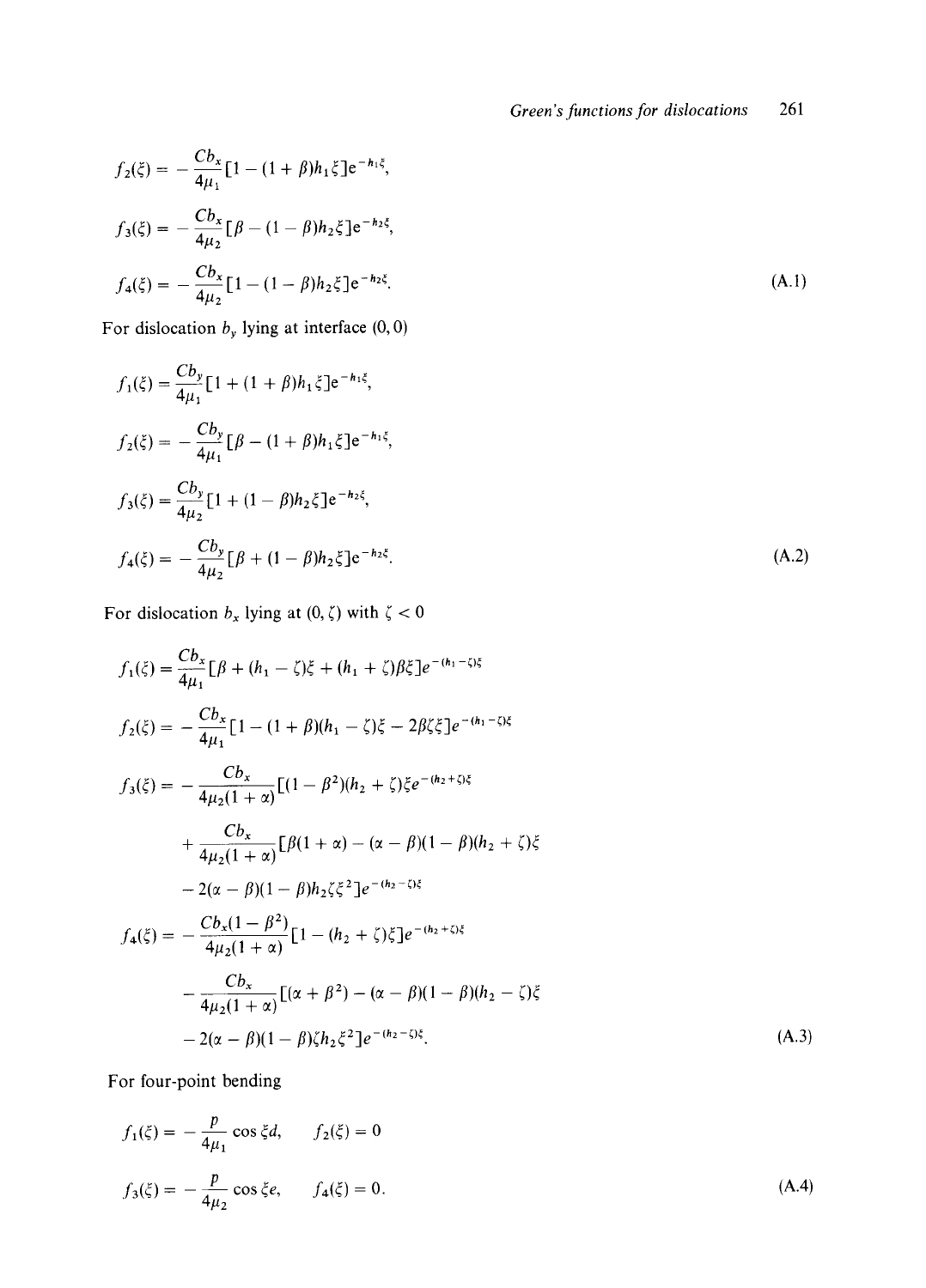$$f_2(\xi) = -\frac{Cb_x}{4\mu_1}[1 - (1+\beta)h_1\xi]\mathrm{e}^{-h_1\xi},$$

$$f_3(\xi) = -\frac{Cb_x}{4\mu_2}[\beta - (1-\beta)h_2\xi]\mathrm{e}^{-h_2\xi},$$

$$f_4(\xi) = -\frac{Cb_x}{4\mu_2}[1 - (1-\beta)h_2\xi]\mathrm{e}^{-h_2\xi}. \tag{A.1}$$

For dislocation $b_y$ lying at interface $(0, 0)$

$$f_1(\xi) = \frac{Cb_y}{4\mu_1}[1 + (1+\beta)h_1\xi]\mathrm{e}^{-h_1\xi},$$

$$f_2(\xi) = -\frac{Cb_y}{4\mu_1}[\beta - (1+\beta)h_1\xi]\mathrm{e}^{-h_1\xi},$$

$$f_3(\xi) = \frac{Cb_y}{4\mu_2}[1 + (1-\beta)h_2\xi]\mathrm{e}^{-h_2\xi},$$

$$f_4(\xi) = -\frac{Cb_y}{4\mu_2}[\beta + (1-\beta)h_2\xi]\mathrm{e}^{-h_2\xi}. \tag{A.2}$$

For dislocation $b_x$ lying at $(0, \zeta)$ with $\zeta < 0$

$$f_1(\xi) = \frac{Cb_x}{4\mu_1}[\beta + (h_1 - \zeta)\xi + (h_1 + \zeta)\beta\xi]e^{-(h_1-\zeta)\xi}$$

$$f_2(\xi) = -\frac{Cb_x}{4\mu_1}[1 - (1+\beta)(h_1 - \zeta)\xi - 2\beta\zeta\xi]e^{-(h_1-\zeta)\xi}$$

$$f_3(\xi) = -\frac{Cb_x}{4\mu_2(1+\alpha)}[(1-\beta^2)(h_2+\zeta)\xi e^{-(h_2+\zeta)\xi}$$

$$+ \frac{Cb_x}{4\mu_2(1+\alpha)}[\beta(1+\alpha) - (\alpha - \beta)(1-\beta)(h_2+\zeta)\xi$$

$$- 2(\alpha - \beta)(1-\beta)h_2\zeta\xi^2]e^{-(h_2-\zeta)\xi}$$

$$f_4(\xi) = -\frac{Cb_x(1-\beta^2)}{4\mu_2(1+\alpha)}[1 - (h_2+\zeta)\xi]e^{-(h_2+\zeta)\xi}$$

$$- \frac{Cb_x}{4\mu_2(1+\alpha)}[(\alpha+\beta^2) - (\alpha-\beta)(1-\beta)(h_2-\zeta)\xi$$

$$- 2(\alpha-\beta)(1-\beta)\zeta h_2\xi^2]e^{-(h_2-\zeta)\xi}. \tag{A.3}$$

For four-point bending

$$f_1(\xi) = -\frac{p}{4\mu_1}\cos\xi d, \qquad f_2(\xi) = 0$$

$$f_3(\xi) = -\frac{p}{4\mu_2}\cos\xi e, \qquad f_4(\xi) = 0. \tag{A.4}$$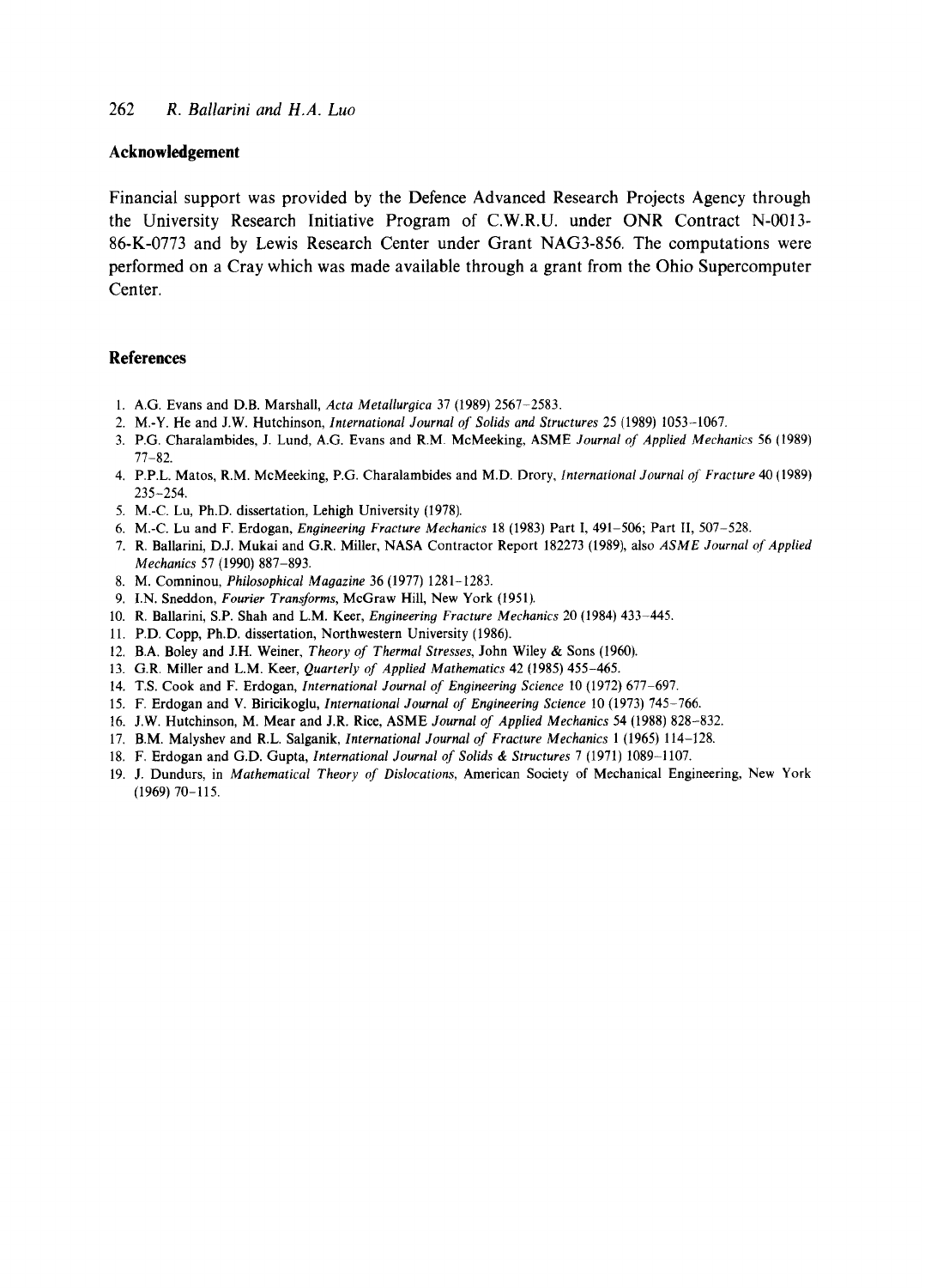## Acknowledgement

Financial support was provided by the Defence Advanced Research Projects Agency through the University Research Initiative Program of C.W.R.U. under ONR Contract N-0013-86-K-0773 and by Lewis Research Center under Grant NAG3-856. The computations were performed on a Cray which was made available through a grant from the Ohio Supercomputer Center.

## References

1. A.G. Evans and D.B. Marshall, *Acta Metallurgica* 37 (1989) 2567–2583.
2. M.-Y. He and J.W. Hutchinson, *International Journal of Solids and Structures* 25 (1989) 1053–1067.
3. P.G. Charalambides, J. Lund, A.G. Evans and R.M. McMeeking, ASME *Journal of Applied Mechanics* 56 (1989) 77–82.
4. P.P.L. Matos, R.M. McMeeking, P.G. Charalambides and M.D. Drory, *International Journal of Fracture* 40 (1989) 235–254.
5. M.-C. Lu, Ph.D. dissertation, Lehigh University (1978).
6. M.-C. Lu and F. Erdogan, *Engineering Fracture Mechanics* 18 (1983) Part I, 491–506; Part II, 507–528.
7. R. Ballarini, D.J. Mukai and G.R. Miller, NASA Contractor Report 182273 (1989), also *ASME Journal of Applied Mechanics* 57 (1990) 887–893.
8. M. Comninou, *Philosophical Magazine* 36 (1977) 1281–1283.
9. I.N. Sneddon, *Fourier Transforms*, McGraw Hill, New York (1951).
10. R. Ballarini, S.P. Shah and L.M. Keer, *Engineering Fracture Mechanics* 20 (1984) 433–445.
11. P.D. Copp, Ph.D. dissertation, Northwestern University (1986).
12. B.A. Boley and J.H. Weiner, *Theory of Thermal Stresses*, John Wiley & Sons (1960).
13. G.R. Miller and L.M. Keer, *Quarterly of Applied Mathematics* 42 (1985) 455–465.
14. T.S. Cook and F. Erdogan, *International Journal of Engineering Science* 10 (1972) 677–697.
15. F. Erdogan and V. Biricikoglu, *International Journal of Engineering Science* 10 (1973) 745–766.
16. J.W. Hutchinson, M. Mear and J.R. Rice, ASME *Journal of Applied Mechanics* 54 (1988) 828–832.
17. B.M. Malyshev and R.L. Salganik, *International Journal of Fracture Mechanics* 1 (1965) 114–128.
18. F. Erdogan and G.D. Gupta, *International Journal of Solids & Structures* 7 (1971) 1089–1107.
19. J. Dundurs, in *Mathematical Theory of Dislocations*, American Society of Mechanical Engineering, New York (1969) 70–115.